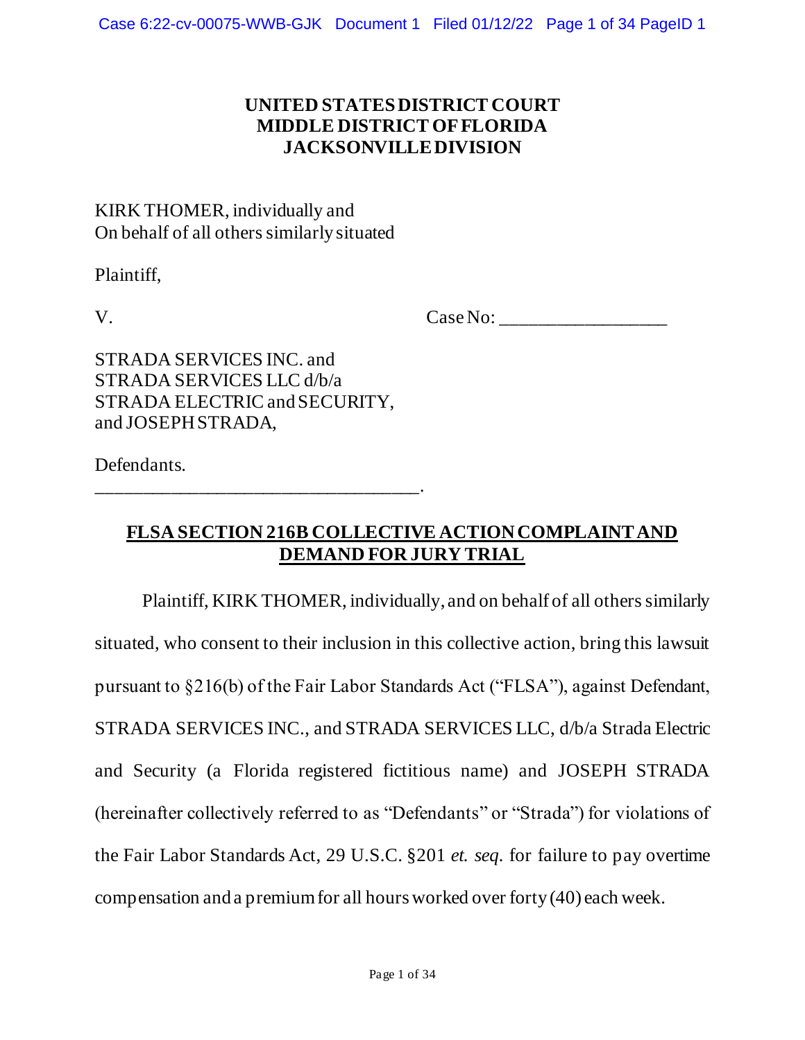# UNITED STATES DISTRICT COURT
# MIDDLE DISTRICT OF FLORIDA
# JACKSONVILLE DIVISION

KIRK THOMER, individually and
On behalf of all others similarly situated

Plaintiff,

V. Case No: ________________

STRADA SERVICES INC. and
STRADA SERVICES LLC d/b/a
STRADA ELECTRIC and SECURITY,
and JOSEPH STRADA,

Defendants.
_________________________________.

## FLSA SECTION 216B COLLECTIVE ACTION COMPLAINT AND DEMAND FOR JURY TRIAL

Plaintiff, KIRK THOMER, individually, and on behalf of all others similarly situated, who consent to their inclusion in this collective action, bring this lawsuit pursuant to §216(b) of the Fair Labor Standards Act ("FLSA"), against Defendant, STRADA SERVICES INC., and STRADA SERVICES LLC, d/b/a Strada Electric and Security (a Florida registered fictitious name) and JOSEPH STRADA (hereinafter collectively referred to as "Defendants" or "Strada") for violations of the Fair Labor Standards Act, 29 U.S.C. §201 *et. seq.* for failure to pay overtime compensation and a premium for all hours worked over forty (40) each week.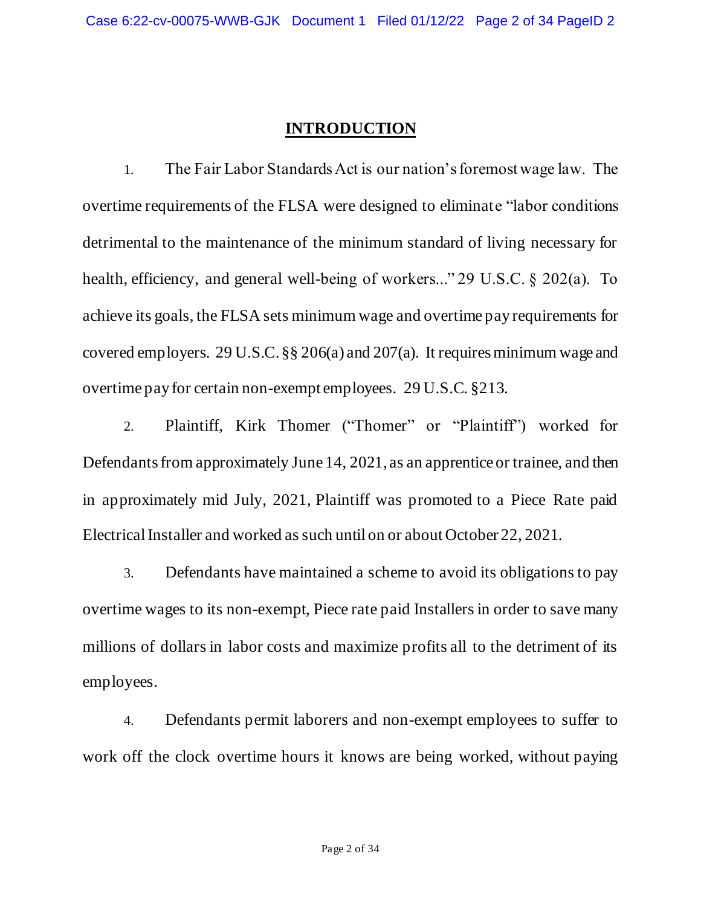## INTRODUCTION

1. The Fair Labor Standards Act is our nation's foremost wage law. The overtime requirements of the FLSA were designed to eliminate "labor conditions detrimental to the maintenance of the minimum standard of living necessary for health, efficiency, and general well-being of workers..." 29 U.S.C. § 202(a). To achieve its goals, the FLSA sets minimum wage and overtime pay requirements for covered employers. 29 U.S.C. §§ 206(a) and 207(a). It requires minimum wage and overtime pay for certain non-exempt employees. 29 U.S.C. §213.

2. Plaintiff, Kirk Thomer ("Thomer" or "Plaintiff") worked for Defendants from approximately June 14, 2021, as an apprentice or trainee, and then in approximately mid July, 2021, Plaintiff was promoted to a Piece Rate paid Electrical Installer and worked as such until on or about October 22, 2021.

3. Defendants have maintained a scheme to avoid its obligations to pay overtime wages to its non-exempt, Piece rate paid Installers in order to save many millions of dollars in labor costs and maximize profits all to the detriment of its employees.

4. Defendants permit laborers and non-exempt employees to suffer to work off the clock overtime hours it knows are being worked, without paying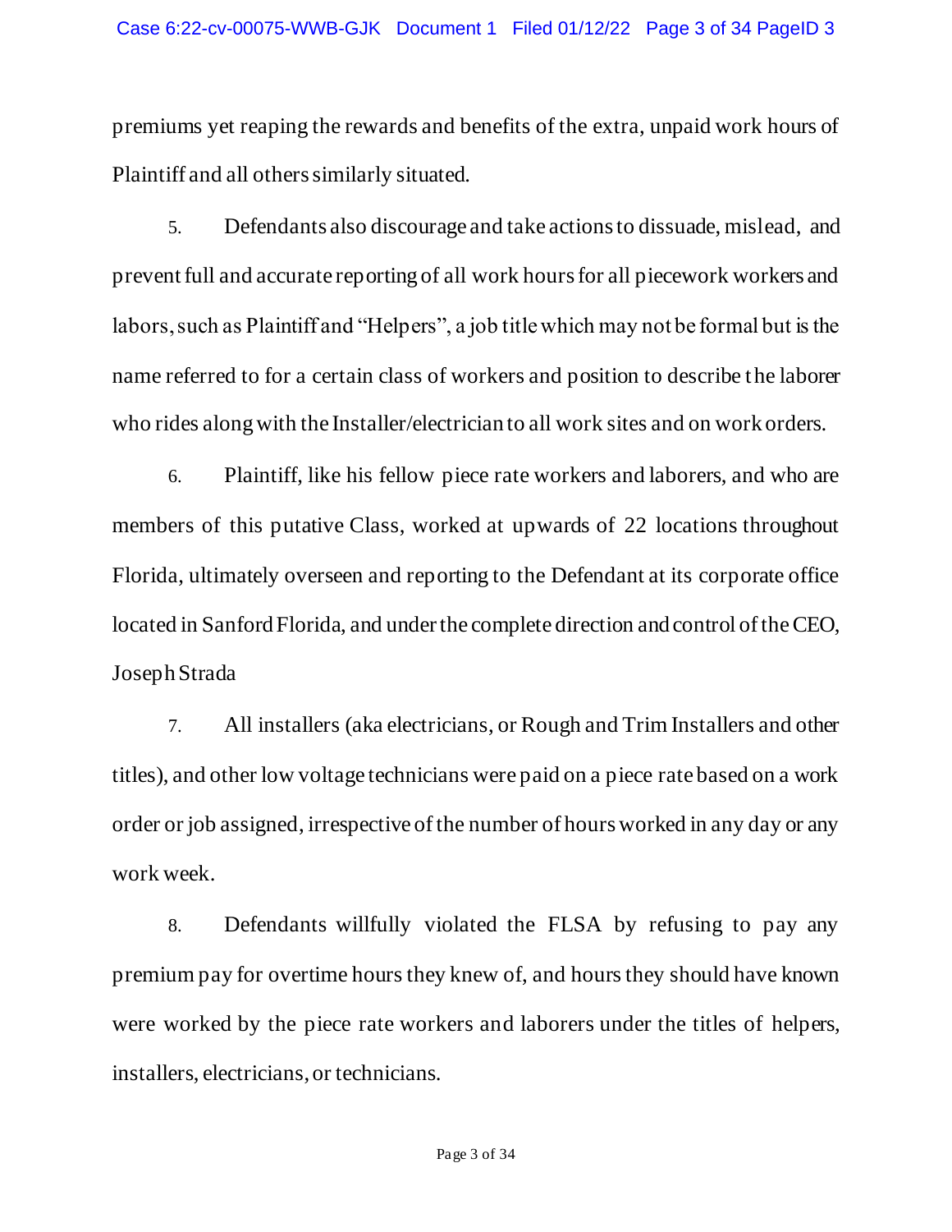premiums yet reaping the rewards and benefits of the extra, unpaid work hours of Plaintiff and all others similarly situated.

5. Defendants also discourage and take actions to dissuade, mislead, and prevent full and accurate reporting of all work hours for all piecework workers and labors, such as Plaintiff and "Helpers", a job title which may not be formal but is the name referred to for a certain class of workers and position to describe the laborer who rides along with the Installer/electrician to all work sites and on work orders.

6. Plaintiff, like his fellow piece rate workers and laborers, and who are members of this putative Class, worked at upwards of 22 locations throughout Florida, ultimately overseen and reporting to the Defendant at its corporate office located in Sanford Florida, and under the complete direction and control of the CEO, Joseph Strada

7. All installers (aka electricians, or Rough and Trim Installers and other titles), and other low voltage technicians were paid on a piece rate based on a work order or job assigned, irrespective of the number of hours worked in any day or any work week.

8. Defendants willfully violated the FLSA by refusing to pay any premium pay for overtime hours they knew of, and hours they should have known were worked by the piece rate workers and laborers under the titles of helpers, installers, electricians, or technicians.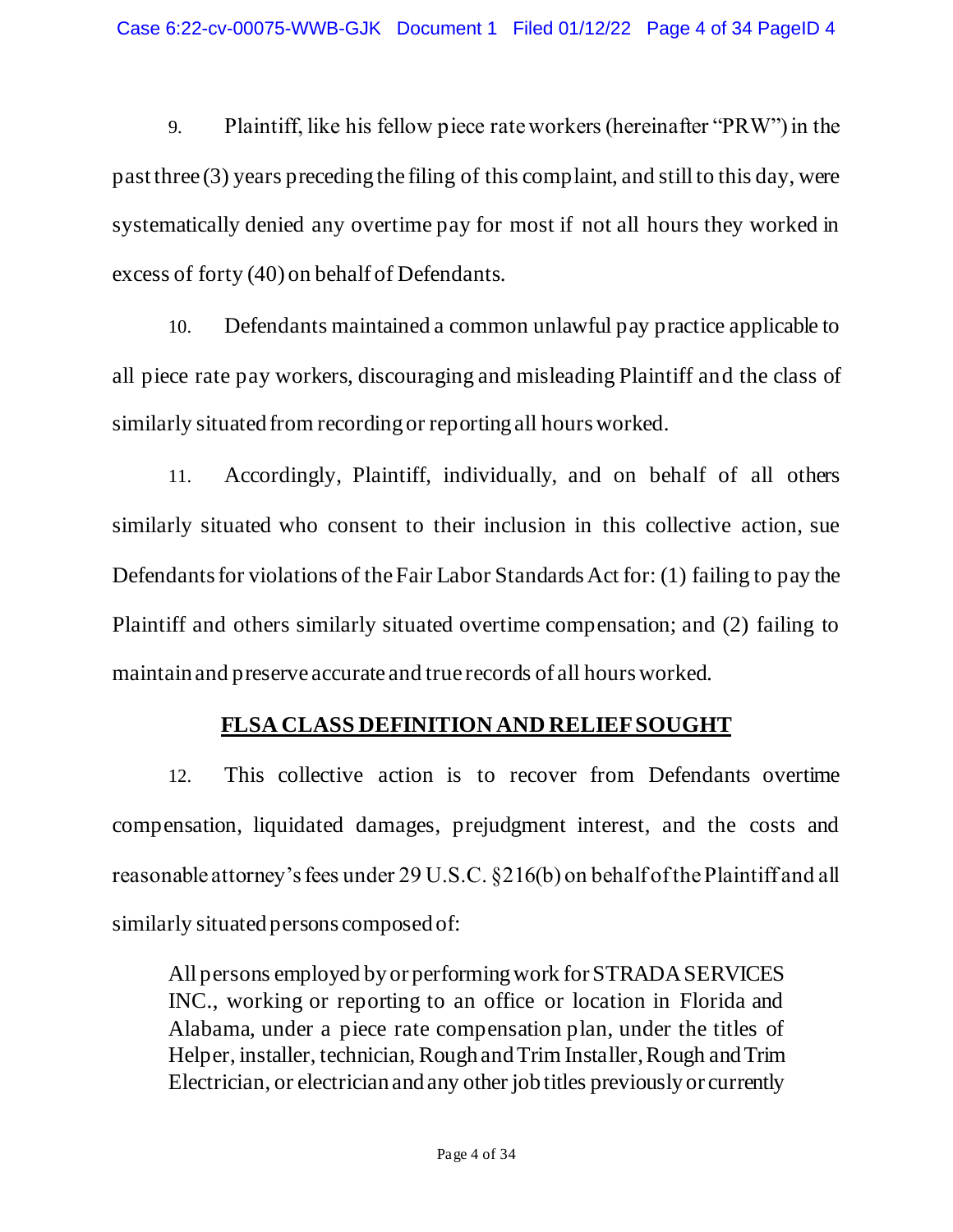9. Plaintiff, like his fellow piece rate workers (hereinafter "PRW") in the past three (3) years preceding the filing of this complaint, and still to this day, were systematically denied any overtime pay for most if not all hours they worked in excess of forty (40) on behalf of Defendants.

10. Defendants maintained a common unlawful pay practice applicable to all piece rate pay workers, discouraging and misleading Plaintiff and the class of similarly situated from recording or reporting all hours worked.

11. Accordingly, Plaintiff, individually, and on behalf of all others similarly situated who consent to their inclusion in this collective action, sue Defendants for violations of the Fair Labor Standards Act for: (1) failing to pay the Plaintiff and others similarly situated overtime compensation; and (2) failing to maintain and preserve accurate and true records of all hours worked.

## FLSA CLASS DEFINITION AND RELIEF SOUGHT

12. This collective action is to recover from Defendants overtime compensation, liquidated damages, prejudgment interest, and the costs and reasonable attorney's fees under 29 U.S.C. §216(b) on behalf of the Plaintiff and all similarly situated persons composed of:

> All persons employed by or performing work for STRADA SERVICES INC., working or reporting to an office or location in Florida and Alabama, under a piece rate compensation plan, under the titles of Helper, installer, technician, Rough and Trim Installer, Rough and Trim Electrician, or electrician and any other job titles previously or currently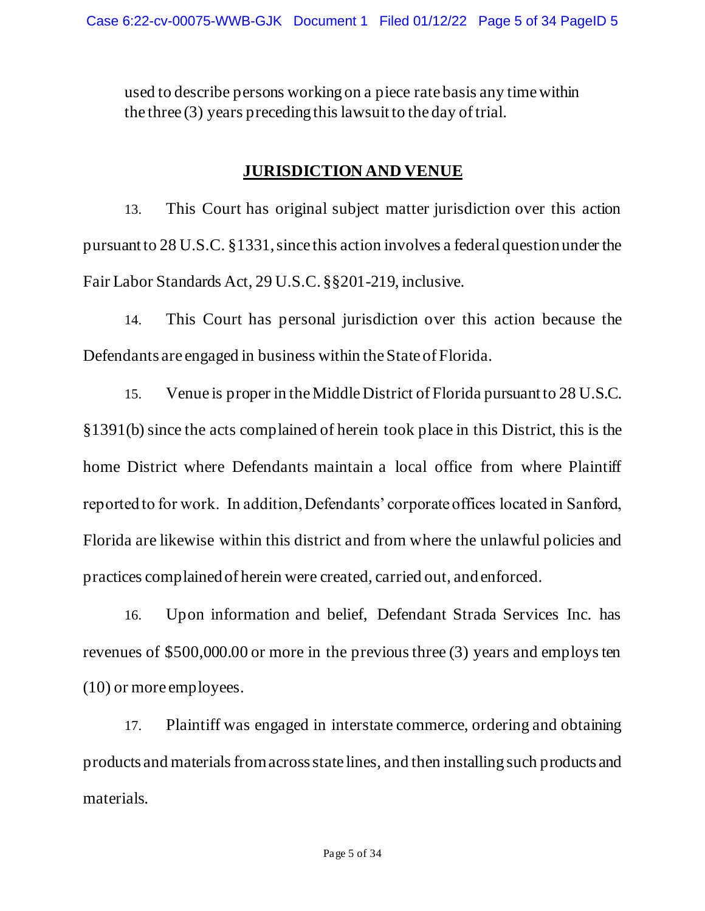used to describe persons working on a piece rate basis any time within the three (3) years preceding this lawsuit to the day of trial.

## JURISDICTION AND VENUE

13. This Court has original subject matter jurisdiction over this action pursuant to 28 U.S.C. §1331, since this action involves a federal question under the Fair Labor Standards Act, 29 U.S.C. §§201-219, inclusive.

14. This Court has personal jurisdiction over this action because the Defendants are engaged in business within the State of Florida.

15. Venue is proper in the Middle District of Florida pursuant to 28 U.S.C. §1391(b) since the acts complained of herein took place in this District, this is the home District where Defendants maintain a local office from where Plaintiff reported to for work. In addition, Defendants' corporate offices located in Sanford, Florida are likewise within this district and from where the unlawful policies and practices complained of herein were created, carried out, and enforced.

16. Upon information and belief, Defendant Strada Services Inc. has revenues of $500,000.00 or more in the previous three (3) years and employs ten (10) or more employees.

17. Plaintiff was engaged in interstate commerce, ordering and obtaining products and materials from across state lines, and then installing such products and materials.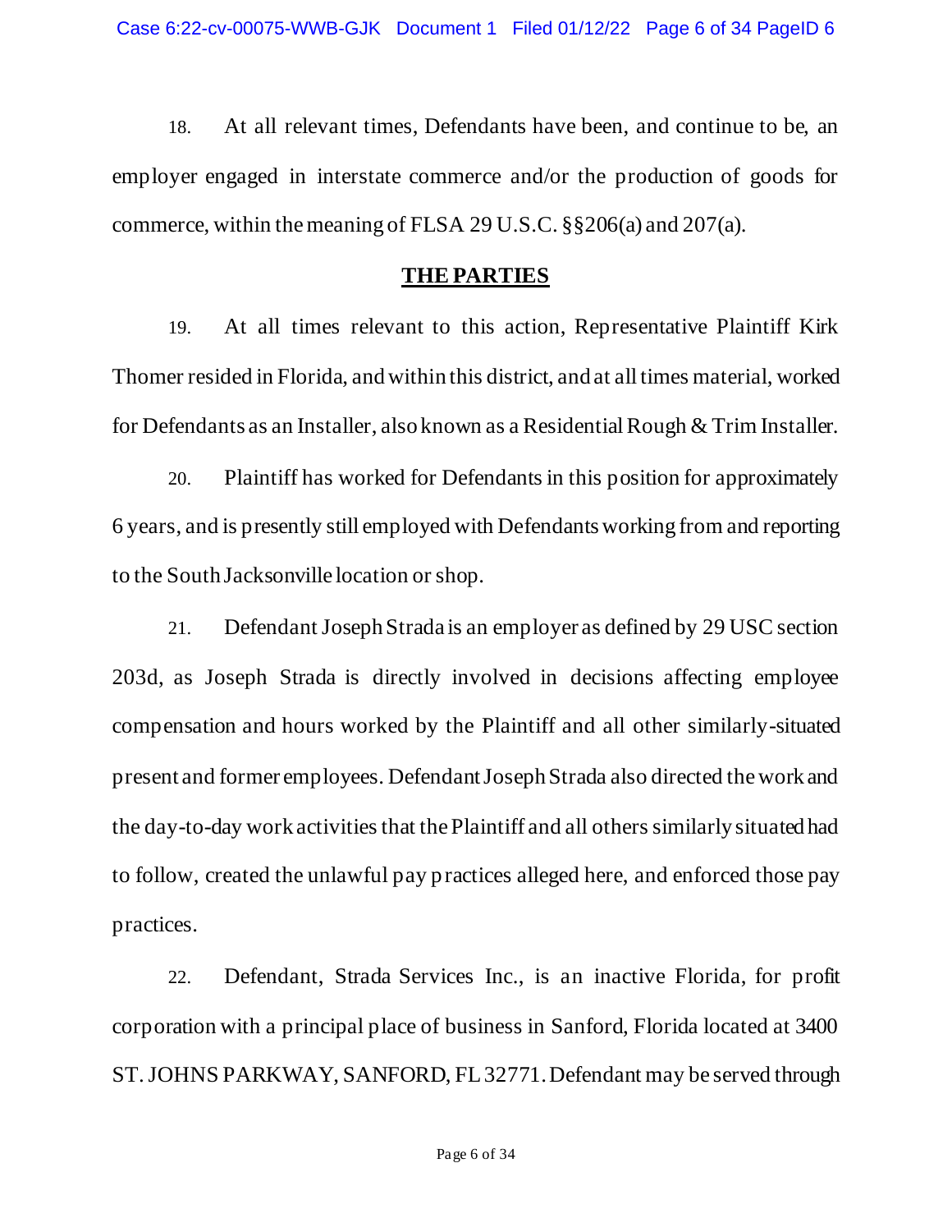18. At all relevant times, Defendants have been, and continue to be, an employer engaged in interstate commerce and/or the production of goods for commerce, within the meaning of FLSA 29 U.S.C. §§206(a) and 207(a).

## THE PARTIES

19. At all times relevant to this action, Representative Plaintiff Kirk Thomer resided in Florida, and within this district, and at all times material, worked for Defendants as an Installer, also known as a Residential Rough & Trim Installer.

20. Plaintiff has worked for Defendants in this position for approximately 6 years, and is presently still employed with Defendants working from and reporting to the South Jacksonville location or shop.

21. Defendant Joseph Strada is an employer as defined by 29 USC section 203d, as Joseph Strada is directly involved in decisions affecting employee compensation and hours worked by the Plaintiff and all other similarly-situated present and former employees. Defendant Joseph Strada also directed the work and the day-to-day work activities that the Plaintiff and all others similarly situated had to follow, created the unlawful pay practices alleged here, and enforced those pay practices.

22. Defendant, Strada Services Inc., is an inactive Florida, for profit corporation with a principal place of business in Sanford, Florida located at 3400 ST. JOHNS PARKWAY, SANFORD, FL 32771. Defendant may be served through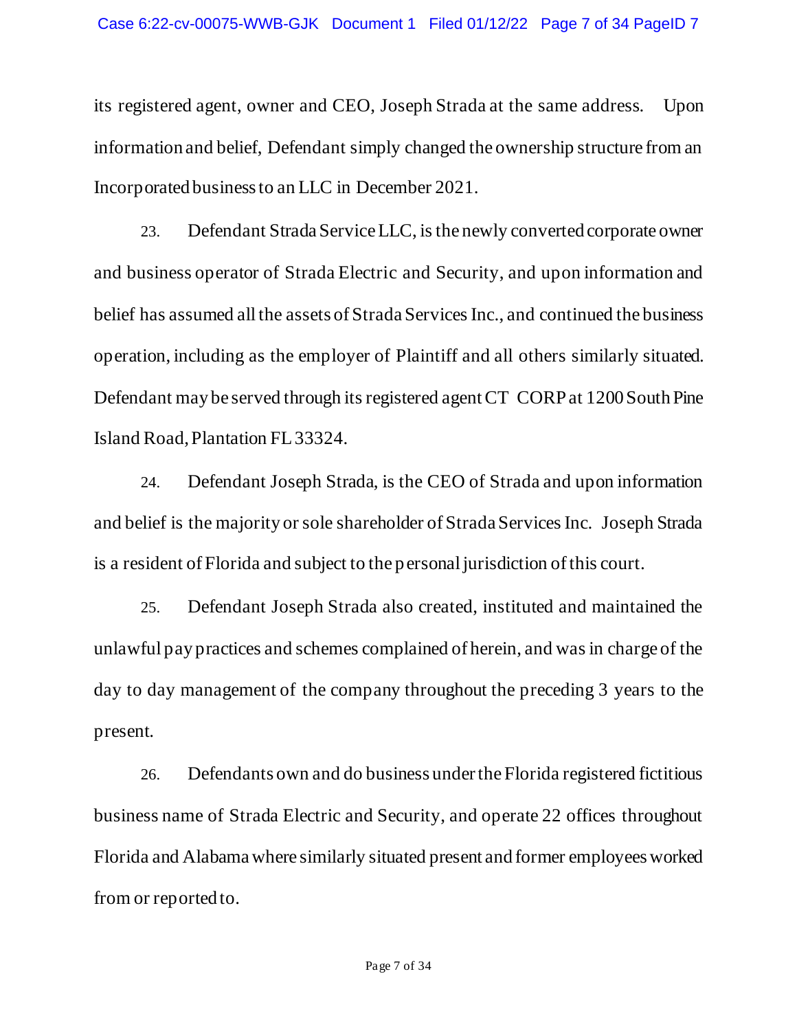its registered agent, owner and CEO, Joseph Strada at the same address. Upon information and belief, Defendant simply changed the ownership structure from an Incorporated business to an LLC in December 2021.

23. Defendant Strada Service LLC, is the newly converted corporate owner and business operator of Strada Electric and Security, and upon information and belief has assumed all the assets of Strada Services Inc., and continued the business operation, including as the employer of Plaintiff and all others similarly situated. Defendant may be served through its registered agent CT CORP at 1200 South Pine Island Road, Plantation FL 33324.

24. Defendant Joseph Strada, is the CEO of Strada and upon information and belief is the majority or sole shareholder of Strada Services Inc. Joseph Strada is a resident of Florida and subject to the personal jurisdiction of this court.

25. Defendant Joseph Strada also created, instituted and maintained the unlawful pay practices and schemes complained of herein, and was in charge of the day to day management of the company throughout the preceding 3 years to the present.

26. Defendants own and do business under the Florida registered fictitious business name of Strada Electric and Security, and operate 22 offices throughout Florida and Alabama where similarly situated present and former employees worked from or reported to.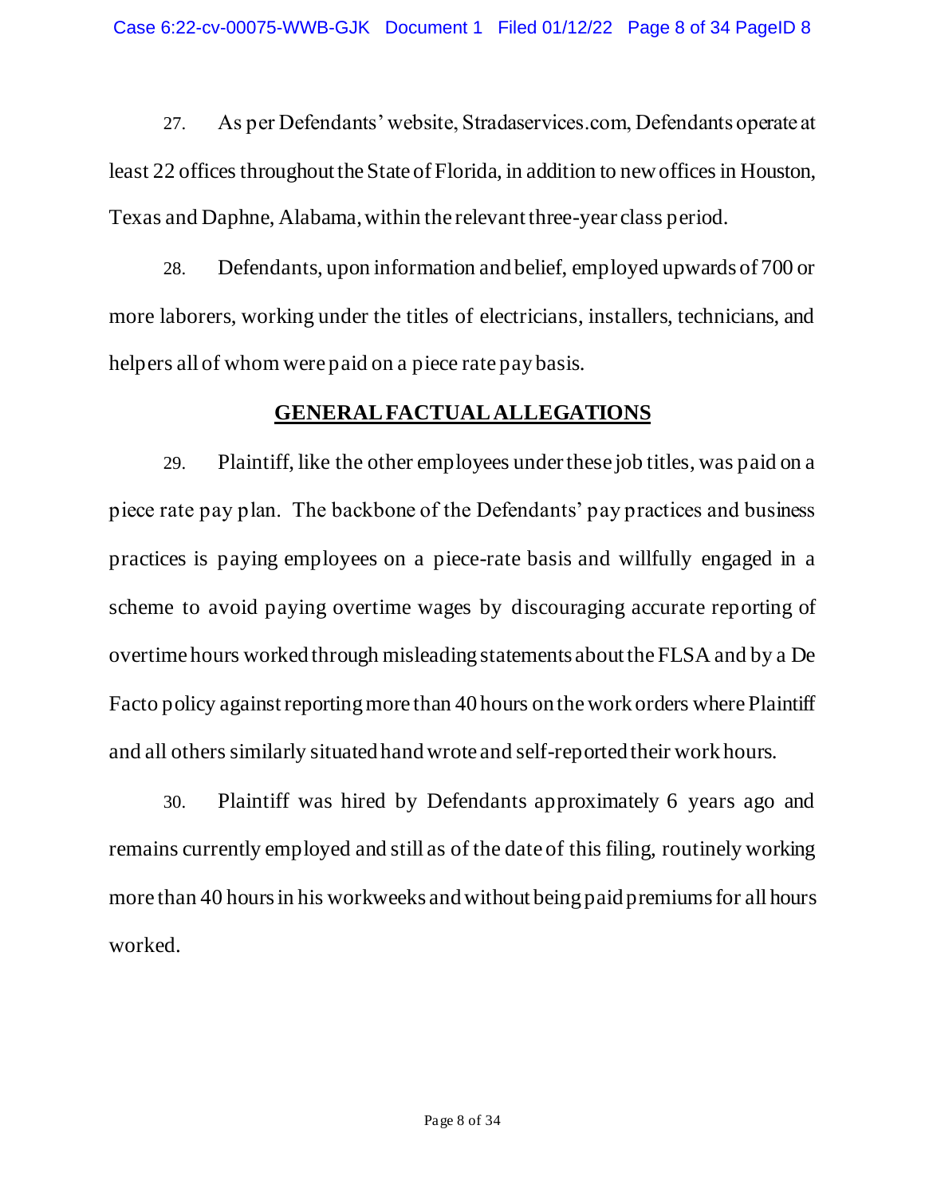27. As per Defendants' website, Stradaservices.com, Defendants operate at least 22 offices throughout the State of Florida, in addition to new offices in Houston, Texas and Daphne, Alabama, within the relevant three-year class period.

28. Defendants, upon information and belief, employed upwards of 700 or more laborers, working under the titles of electricians, installers, technicians, and helpers all of whom were paid on a piece rate pay basis.

## GENERAL FACTUAL ALLEGATIONS

29. Plaintiff, like the other employees under these job titles, was paid on a piece rate pay plan. The backbone of the Defendants' pay practices and business practices is paying employees on a piece-rate basis and willfully engaged in a scheme to avoid paying overtime wages by discouraging accurate reporting of overtime hours worked through misleading statements about the FLSA and by a De Facto policy against reporting more than 40 hours on the work orders where Plaintiff and all others similarly situated hand wrote and self-reported their work hours.

30. Plaintiff was hired by Defendants approximately 6 years ago and remains currently employed and still as of the date of this filing, routinely working more than 40 hours in his workweeks and without being paid premiums for all hours worked.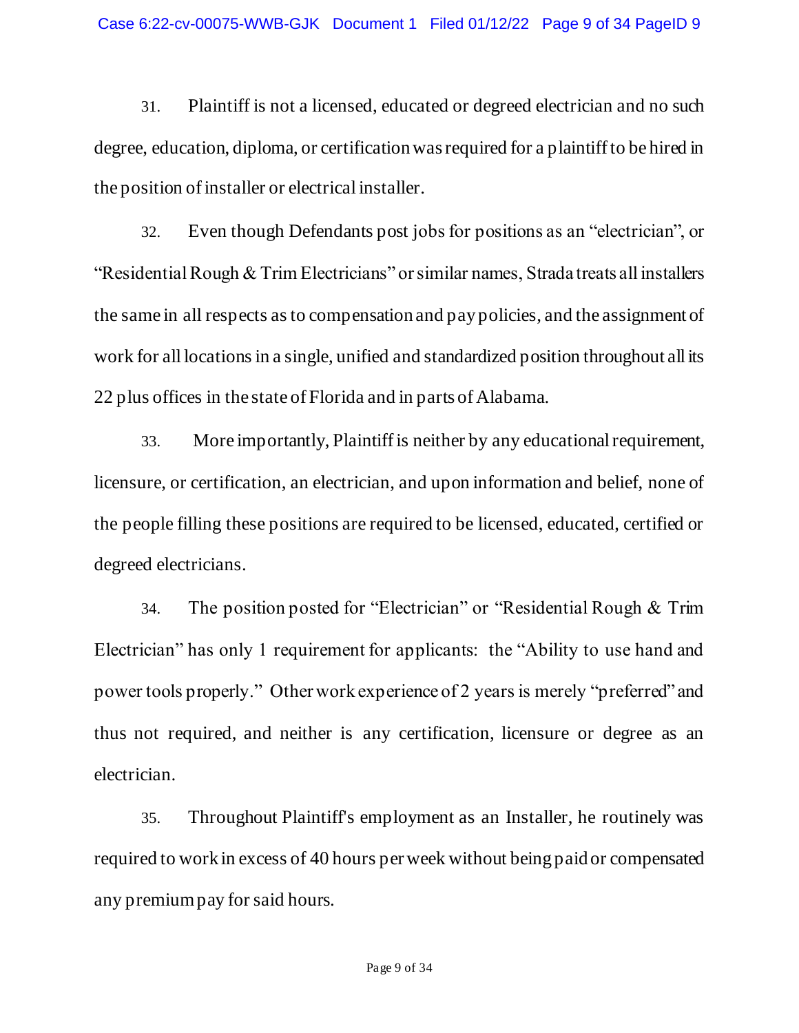31. Plaintiff is not a licensed, educated or degreed electrician and no such degree, education, diploma, or certification was required for a plaintiff to be hired in the position of installer or electrical installer.

32. Even though Defendants post jobs for positions as an "electrician", or "Residential Rough & Trim Electricians" or similar names, Strada treats all installers the same in all respects as to compensation and pay policies, and the assignment of work for all locations in a single, unified and standardized position throughout all its 22 plus offices in the state of Florida and in parts of Alabama.

33. More importantly, Plaintiff is neither by any educational requirement, licensure, or certification, an electrician, and upon information and belief, none of the people filling these positions are required to be licensed, educated, certified or degreed electricians.

34. The position posted for "Electrician" or "Residential Rough & Trim Electrician" has only 1 requirement for applicants: the "Ability to use hand and power tools properly." Other work experience of 2 years is merely "preferred" and thus not required, and neither is any certification, licensure or degree as an electrician.

35. Throughout Plaintiff's employment as an Installer, he routinely was required to work in excess of 40 hours per week without being paid or compensated any premium pay for said hours.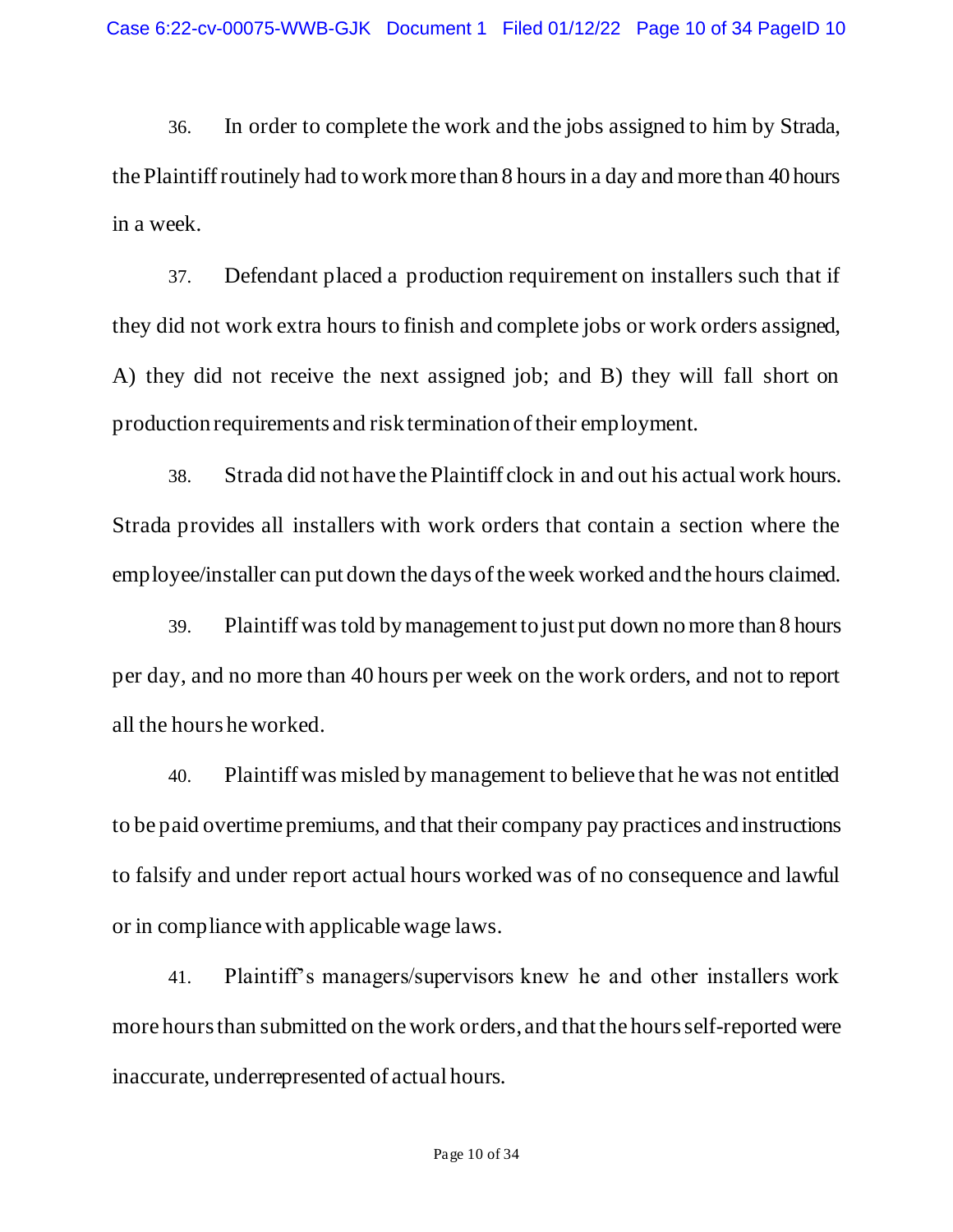36. In order to complete the work and the jobs assigned to him by Strada, the Plaintiff routinely had to work more than 8 hours in a day and more than 40 hours in a week.

37. Defendant placed a production requirement on installers such that if they did not work extra hours to finish and complete jobs or work orders assigned, A) they did not receive the next assigned job; and B) they will fall short on production requirements and risk termination of their employment.

38. Strada did not have the Plaintiff clock in and out his actual work hours. Strada provides all installers with work orders that contain a section where the employee/installer can put down the days of the week worked and the hours claimed.

39. Plaintiff was told by management to just put down no more than 8 hours per day, and no more than 40 hours per week on the work orders, and not to report all the hours he worked.

40. Plaintiff was misled by management to believe that he was not entitled to be paid overtime premiums, and that their company pay practices and instructions to falsify and under report actual hours worked was of no consequence and lawful or in compliance with applicable wage laws.

41. Plaintiff's managers/supervisors knew he and other installers work more hours than submitted on the work orders, and that the hours self-reported were inaccurate, underrepresented of actual hours.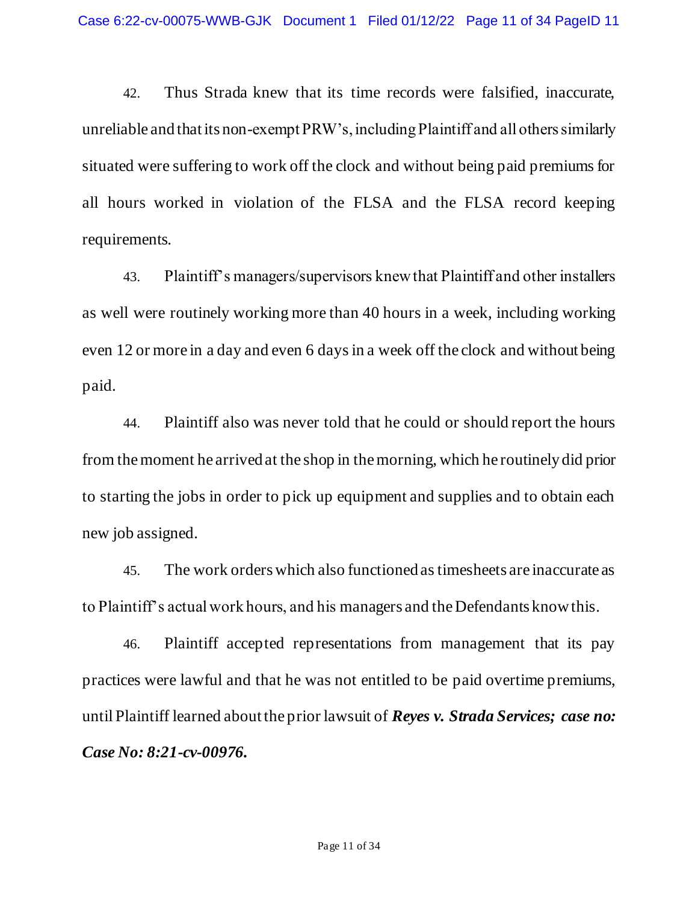42. Thus Strada knew that its time records were falsified, inaccurate, unreliable and that its non-exempt PRW's, including Plaintiff and all others similarly situated were suffering to work off the clock and without being paid premiums for all hours worked in violation of the FLSA and the FLSA record keeping requirements.

43. Plaintiff's managers/supervisors knew that Plaintiff and other installers as well were routinely working more than 40 hours in a week, including working even 12 or more in a day and even 6 days in a week off the clock and without being paid.

44. Plaintiff also was never told that he could or should report the hours from the moment he arrived at the shop in the morning, which he routinely did prior to starting the jobs in order to pick up equipment and supplies and to obtain each new job assigned.

45. The work orders which also functioned as timesheets are inaccurate as to Plaintiff's actual work hours, and his managers and the Defendants know this.

46. Plaintiff accepted representations from management that its pay practices were lawful and that he was not entitled to be paid overtime premiums, until Plaintiff learned about the prior lawsuit of ***Reyes v. Strada Services; case no: Case No: 8:21-cv-00976.***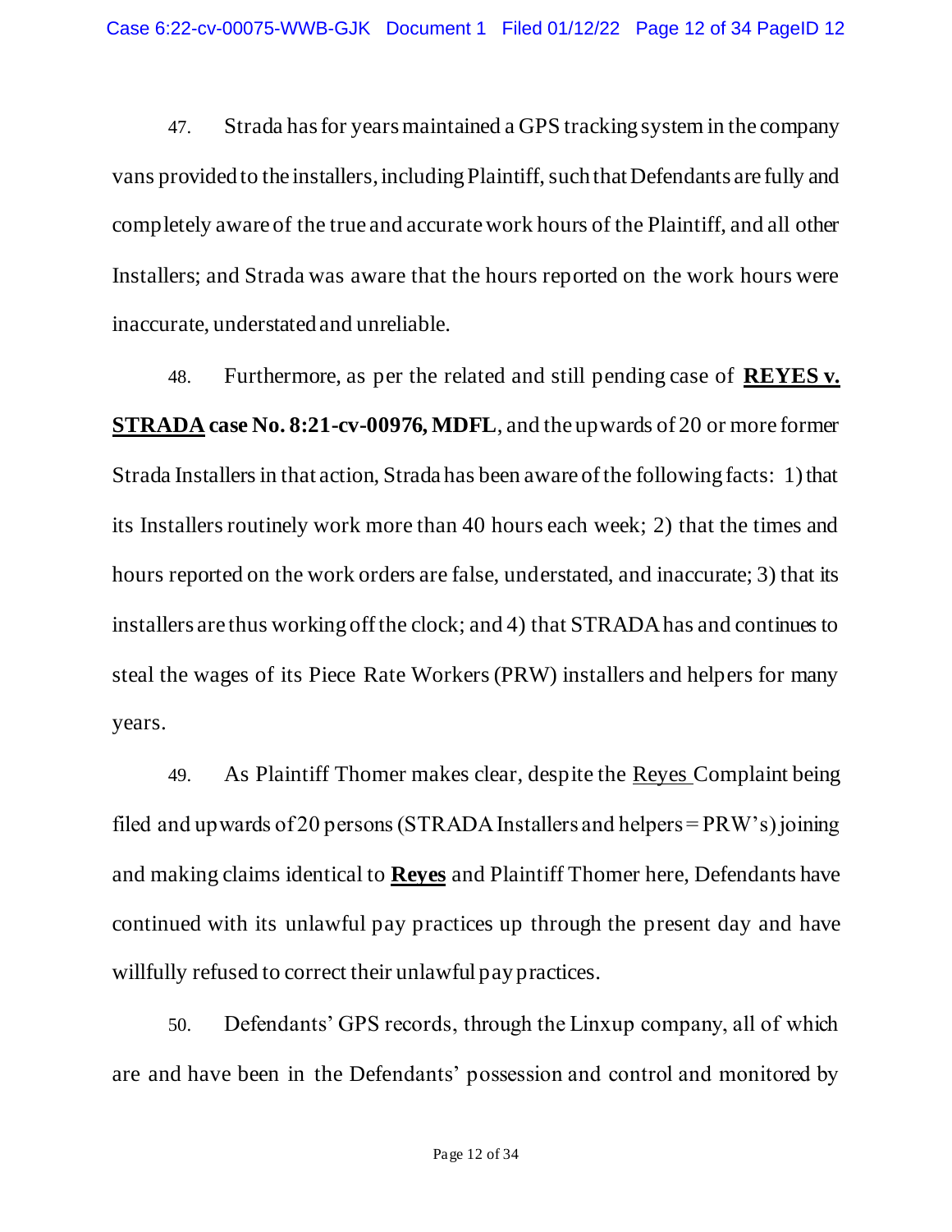47. Strada has for years maintained a GPS tracking system in the company vans provided to the installers, including Plaintiff, such that Defendants are fully and completely aware of the true and accurate work hours of the Plaintiff, and all other Installers; and Strada was aware that the hours reported on the work hours were inaccurate, understated and unreliable.

48. Furthermore, as per the related and still pending case of **<u>REYES v. STRADA</u> case No. 8:21-cv-00976, MDFL**, and the upwards of 20 or more former Strada Installers in that action, Strada has been aware of the following facts: 1) that its Installers routinely work more than 40 hours each week; 2) that the times and hours reported on the work orders are false, understated, and inaccurate; 3) that its installers are thus working off the clock; and 4) that STRADA has and continues to steal the wages of its Piece Rate Workers (PRW) installers and helpers for many years.

49. As Plaintiff Thomer makes clear, despite the <u>Reyes</u> Complaint being filed and upwards of 20 persons (STRADA Installers and helpers = PRW's) joining and making claims identical to **<u>Reyes</u>** and Plaintiff Thomer here, Defendants have continued with its unlawful pay practices up through the present day and have willfully refused to correct their unlawful pay practices.

50. Defendants' GPS records, through the Linxup company, all of which are and have been in the Defendants' possession and control and monitored by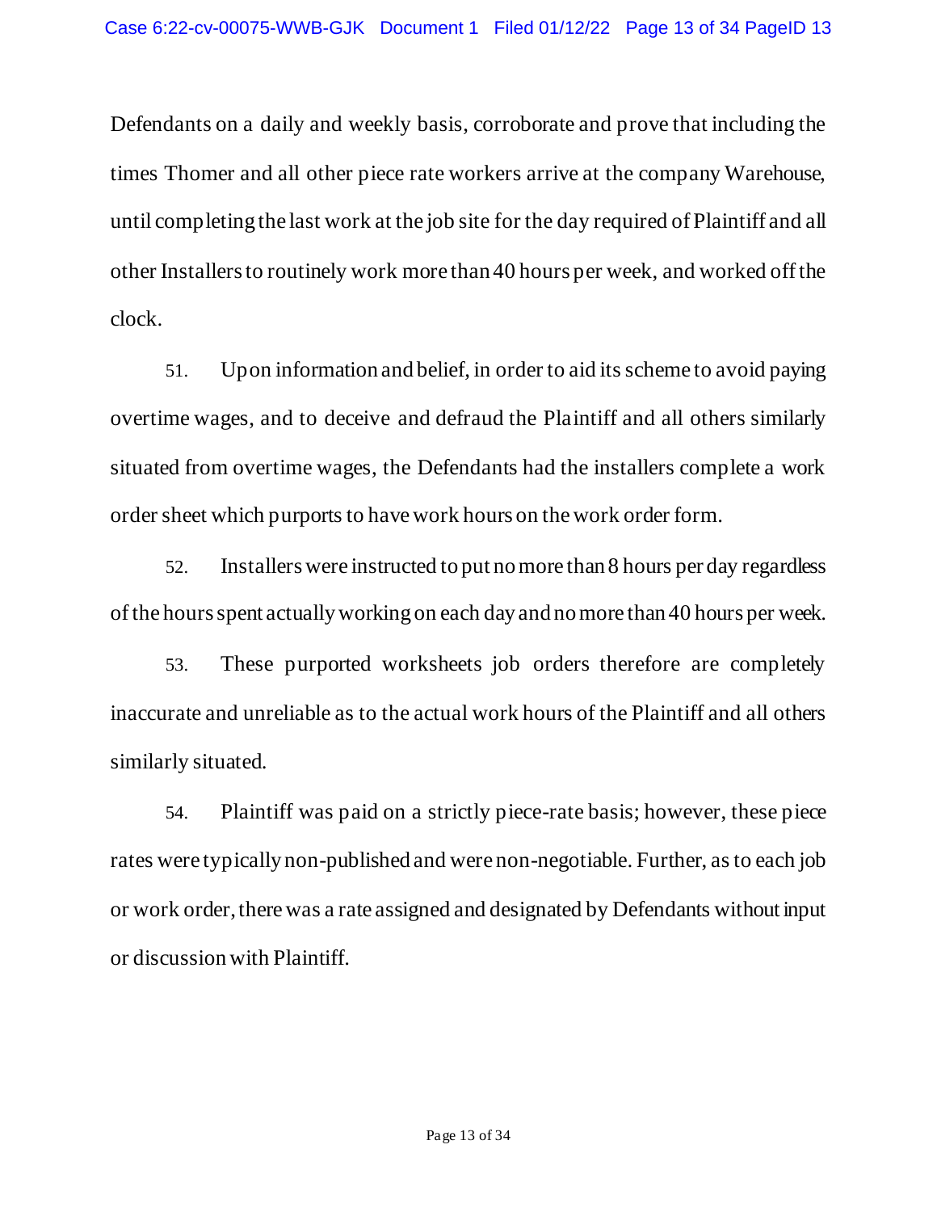Defendants on a daily and weekly basis, corroborate and prove that including the times Thomer and all other piece rate workers arrive at the company Warehouse, until completing the last work at the job site for the day required of Plaintiff and all other Installers to routinely work more than 40 hours per week, and worked off the clock.

51. Upon information and belief, in order to aid its scheme to avoid paying overtime wages, and to deceive and defraud the Plaintiff and all others similarly situated from overtime wages, the Defendants had the installers complete a work order sheet which purports to have work hours on the work order form.

52. Installers were instructed to put no more than 8 hours per day regardless of the hours spent actually working on each day and no more than 40 hours per week.

53. These purported worksheets job orders therefore are completely inaccurate and unreliable as to the actual work hours of the Plaintiff and all others similarly situated.

54. Plaintiff was paid on a strictly piece-rate basis; however, these piece rates were typically non-published and were non-negotiable. Further, as to each job or work order, there was a rate assigned and designated by Defendants without input or discussion with Plaintiff.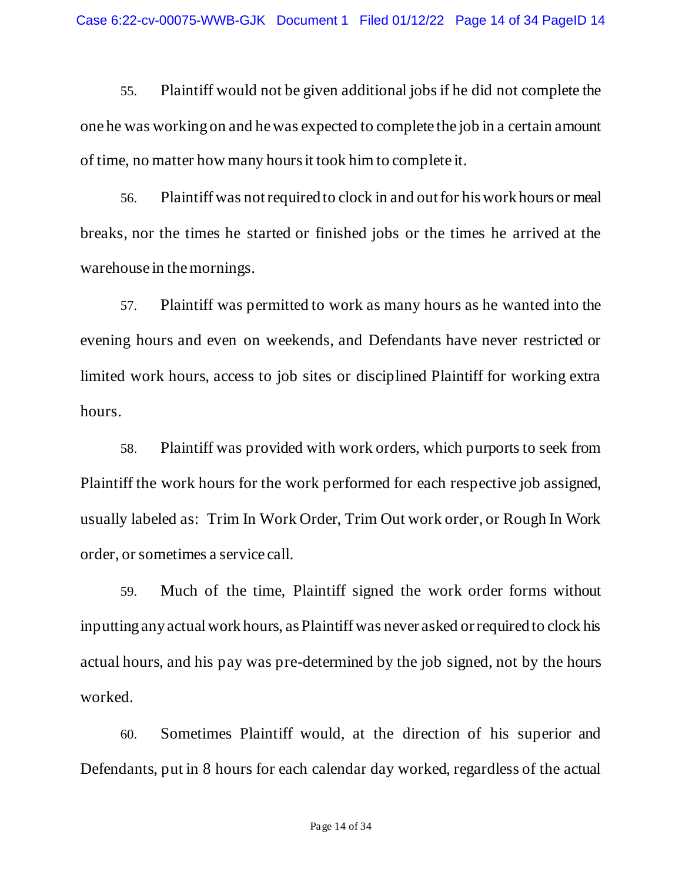55. Plaintiff would not be given additional jobs if he did not complete the one he was working on and he was expected to complete the job in a certain amount of time, no matter how many hours it took him to complete it.

56. Plaintiff was not required to clock in and out for his work hours or meal breaks, nor the times he started or finished jobs or the times he arrived at the warehouse in the mornings.

57. Plaintiff was permitted to work as many hours as he wanted into the evening hours and even on weekends, and Defendants have never restricted or limited work hours, access to job sites or disciplined Plaintiff for working extra hours.

58. Plaintiff was provided with work orders, which purports to seek from Plaintiff the work hours for the work performed for each respective job assigned, usually labeled as: Trim In Work Order, Trim Out work order, or Rough In Work order, or sometimes a service call.

59. Much of the time, Plaintiff signed the work order forms without inputting any actual work hours, as Plaintiff was never asked or required to clock his actual hours, and his pay was pre-determined by the job signed, not by the hours worked.

60. Sometimes Plaintiff would, at the direction of his superior and Defendants, put in 8 hours for each calendar day worked, regardless of the actual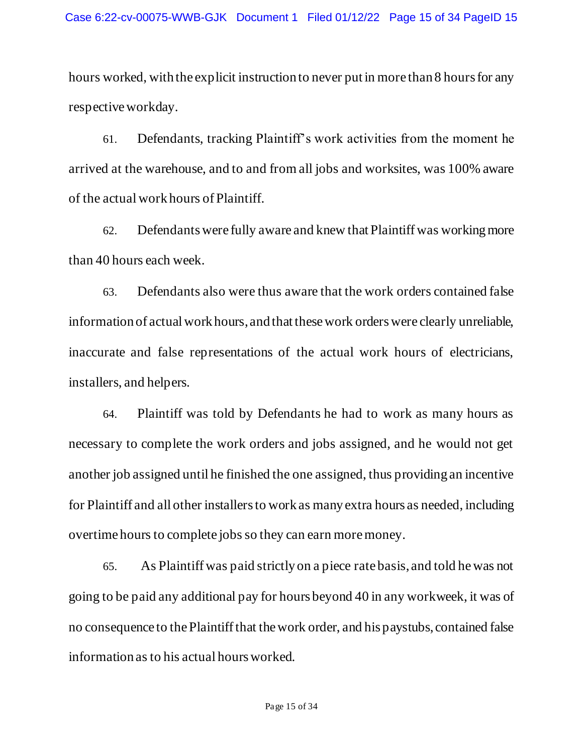hours worked, with the explicit instruction to never put in more than 8 hours for any respective workday.

61. Defendants, tracking Plaintiff's work activities from the moment he arrived at the warehouse, and to and from all jobs and worksites, was 100% aware of the actual work hours of Plaintiff.

62. Defendants were fully aware and knew that Plaintiff was working more than 40 hours each week.

63. Defendants also were thus aware that the work orders contained false information of actual work hours, and that these work orders were clearly unreliable, inaccurate and false representations of the actual work hours of electricians, installers, and helpers.

64. Plaintiff was told by Defendants he had to work as many hours as necessary to complete the work orders and jobs assigned, and he would not get another job assigned until he finished the one assigned, thus providing an incentive for Plaintiff and all other installers to work as many extra hours as needed, including overtime hours to complete jobs so they can earn more money.

65. As Plaintiff was paid strictly on a piece rate basis, and told he was not going to be paid any additional pay for hours beyond 40 in any workweek, it was of no consequence to the Plaintiff that the work order, and his paystubs, contained false information as to his actual hours worked.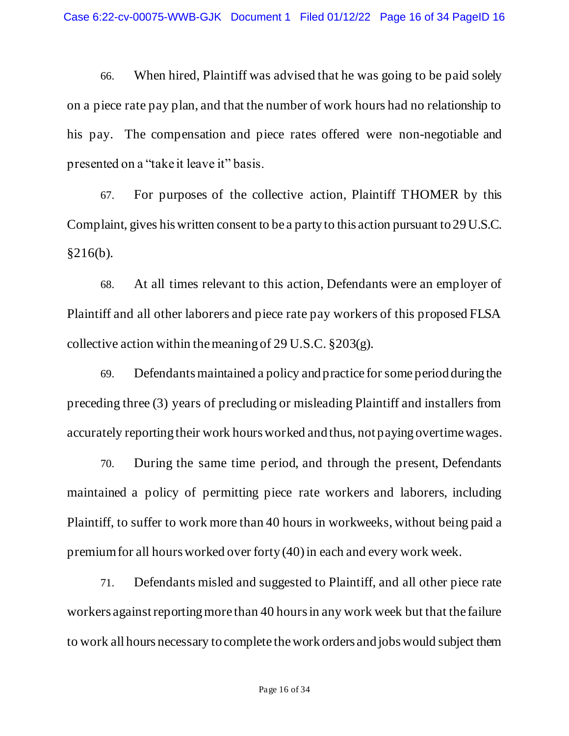66. When hired, Plaintiff was advised that he was going to be paid solely on a piece rate pay plan, and that the number of work hours had no relationship to his pay. The compensation and piece rates offered were non-negotiable and presented on a "take it leave it" basis.

67. For purposes of the collective action, Plaintiff THOMER by this Complaint, gives his written consent to be a party to this action pursuant to 29 U.S.C. §216(b).

68. At all times relevant to this action, Defendants were an employer of Plaintiff and all other laborers and piece rate pay workers of this proposed FLSA collective action within the meaning of 29 U.S.C. §203(g).

69. Defendants maintained a policy and practice for some period during the preceding three (3) years of precluding or misleading Plaintiff and installers from accurately reporting their work hours worked and thus, not paying overtime wages.

70. During the same time period, and through the present, Defendants maintained a policy of permitting piece rate workers and laborers, including Plaintiff, to suffer to work more than 40 hours in workweeks, without being paid a premium for all hours worked over forty (40) in each and every work week.

71. Defendants misled and suggested to Plaintiff, and all other piece rate workers against reporting more than 40 hours in any work week but that the failure to work all hours necessary to complete the work orders and jobs would subject them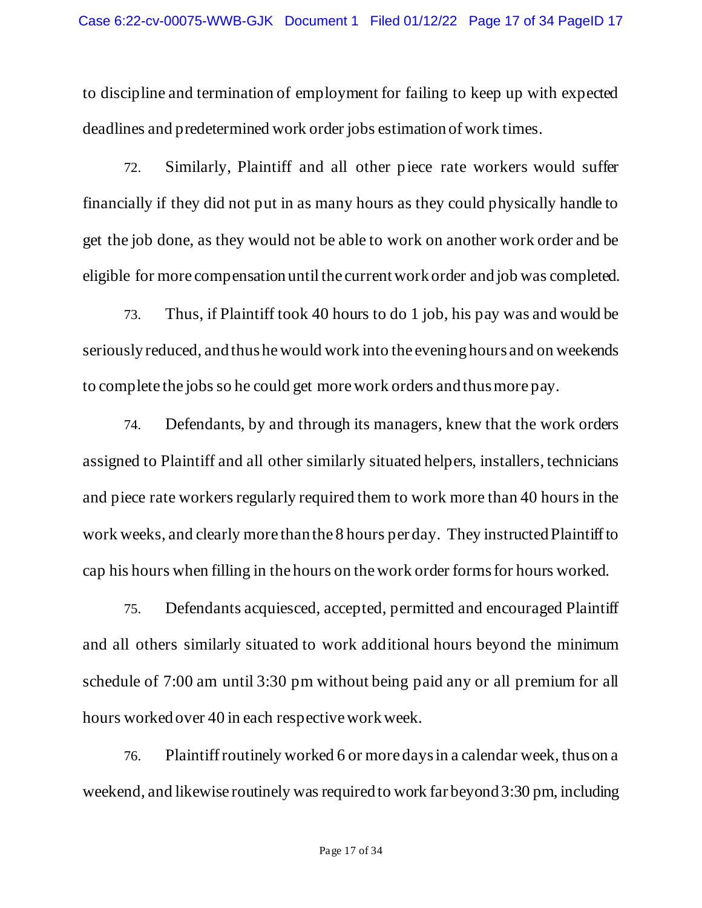to discipline and termination of employment for failing to keep up with expected deadlines and predetermined work order jobs estimation of work times.

72. Similarly, Plaintiff and all other piece rate workers would suffer financially if they did not put in as many hours as they could physically handle to get the job done, as they would not be able to work on another work order and be eligible for more compensation until the current work order and job was completed.

73. Thus, if Plaintiff took 40 hours to do 1 job, his pay was and would be seriously reduced, and thus he would work into the evening hours and on weekends to complete the jobs so he could get more work orders and thus more pay.

74. Defendants, by and through its managers, knew that the work orders assigned to Plaintiff and all other similarly situated helpers, installers, technicians and piece rate workers regularly required them to work more than 40 hours in the work weeks, and clearly more than the 8 hours per day. They instructed Plaintiff to cap his hours when filling in the hours on the work order forms for hours worked.

75. Defendants acquiesced, accepted, permitted and encouraged Plaintiff and all others similarly situated to work additional hours beyond the minimum schedule of 7:00 am until 3:30 pm without being paid any or all premium for all hours worked over 40 in each respective work week.

76. Plaintiff routinely worked 6 or more days in a calendar week, thus on a weekend, and likewise routinely was required to work far beyond 3:30 pm, including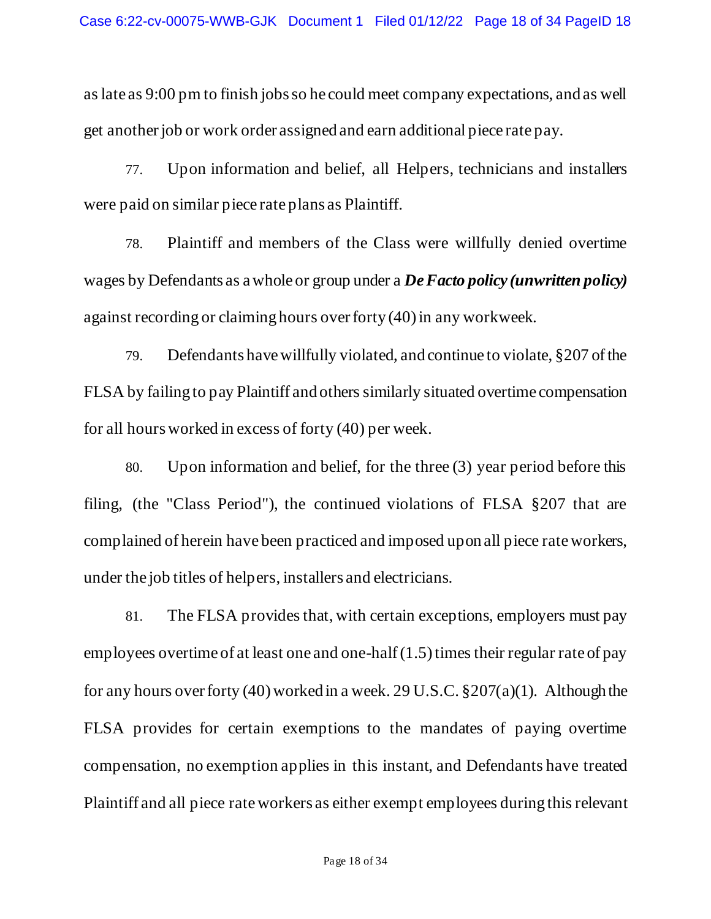as late as 9:00 pm to finish jobs so he could meet company expectations, and as well get another job or work order assigned and earn additional piece rate pay.

77. Upon information and belief, all Helpers, technicians and installers were paid on similar piece rate plans as Plaintiff.

78. Plaintiff and members of the Class were willfully denied overtime wages by Defendants as a whole or group under a ***De Facto policy (unwritten policy)*** against recording or claiming hours over forty (40) in any workweek.

79. Defendants have willfully violated, and continue to violate, §207 of the FLSA by failing to pay Plaintiff and others similarly situated overtime compensation for all hours worked in excess of forty (40) per week.

80. Upon information and belief, for the three (3) year period before this filing, (the "Class Period"), the continued violations of FLSA §207 that are complained of herein have been practiced and imposed upon all piece rate workers, under the job titles of helpers, installers and electricians.

81. The FLSA provides that, with certain exceptions, employers must pay employees overtime of at least one and one-half (1.5) times their regular rate of pay for any hours over forty (40) worked in a week. 29 U.S.C. §207(a)(1). Although the FLSA provides for certain exemptions to the mandates of paying overtime compensation, no exemption applies in this instant, and Defendants have treated Plaintiff and all piece rate workers as either exempt employees during this relevant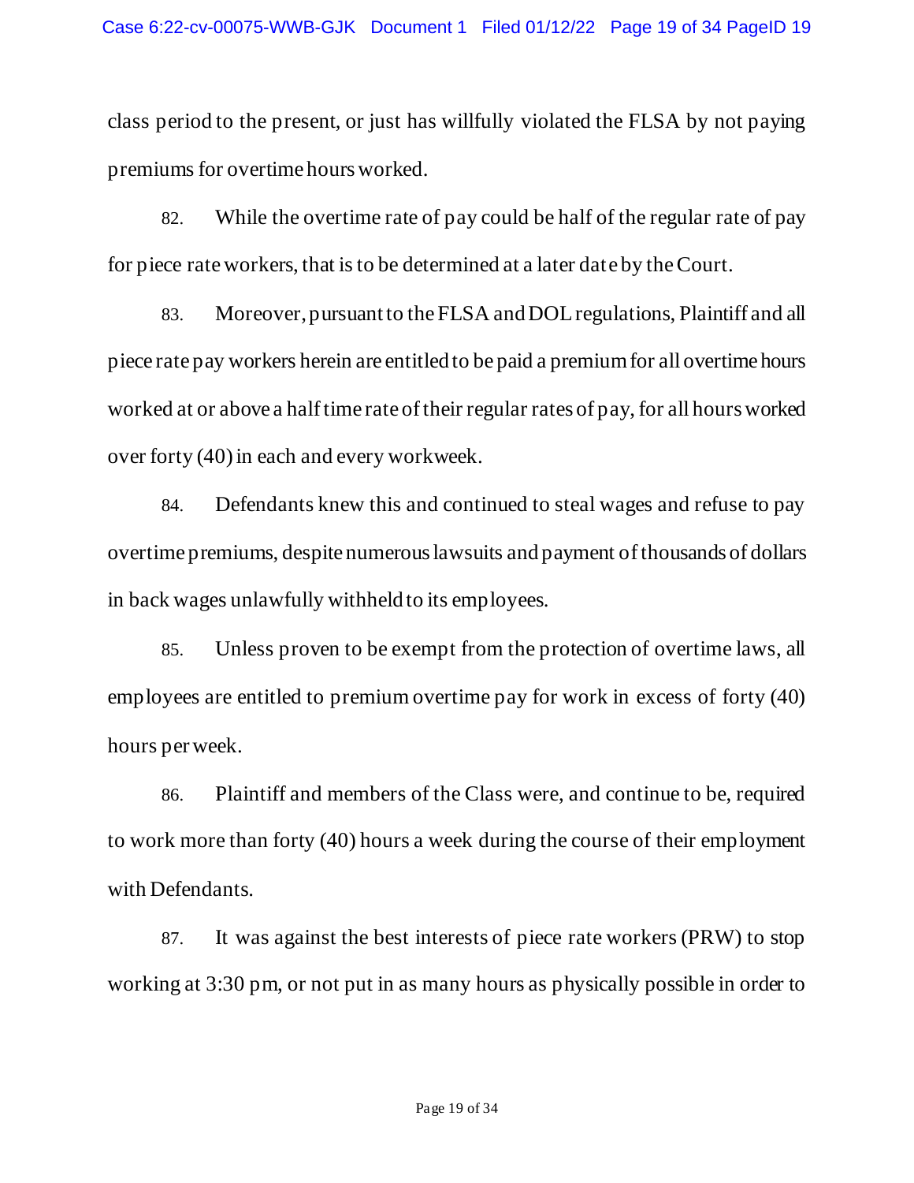class period to the present, or just has willfully violated the FLSA by not paying premiums for overtime hours worked.

82. While the overtime rate of pay could be half of the regular rate of pay for piece rate workers, that is to be determined at a later date by the Court.

83. Moreover, pursuant to the FLSA and DOL regulations, Plaintiff and all piece rate pay workers herein are entitled to be paid a premium for all overtime hours worked at or above a half time rate of their regular rates of pay, for all hours worked over forty (40) in each and every workweek.

84. Defendants knew this and continued to steal wages and refuse to pay overtime premiums, despite numerous lawsuits and payment of thousands of dollars in back wages unlawfully withheld to its employees.

85. Unless proven to be exempt from the protection of overtime laws, all employees are entitled to premium overtime pay for work in excess of forty (40) hours per week.

86. Plaintiff and members of the Class were, and continue to be, required to work more than forty (40) hours a week during the course of their employment with Defendants.

87. It was against the best interests of piece rate workers (PRW) to stop working at 3:30 pm, or not put in as many hours as physically possible in order to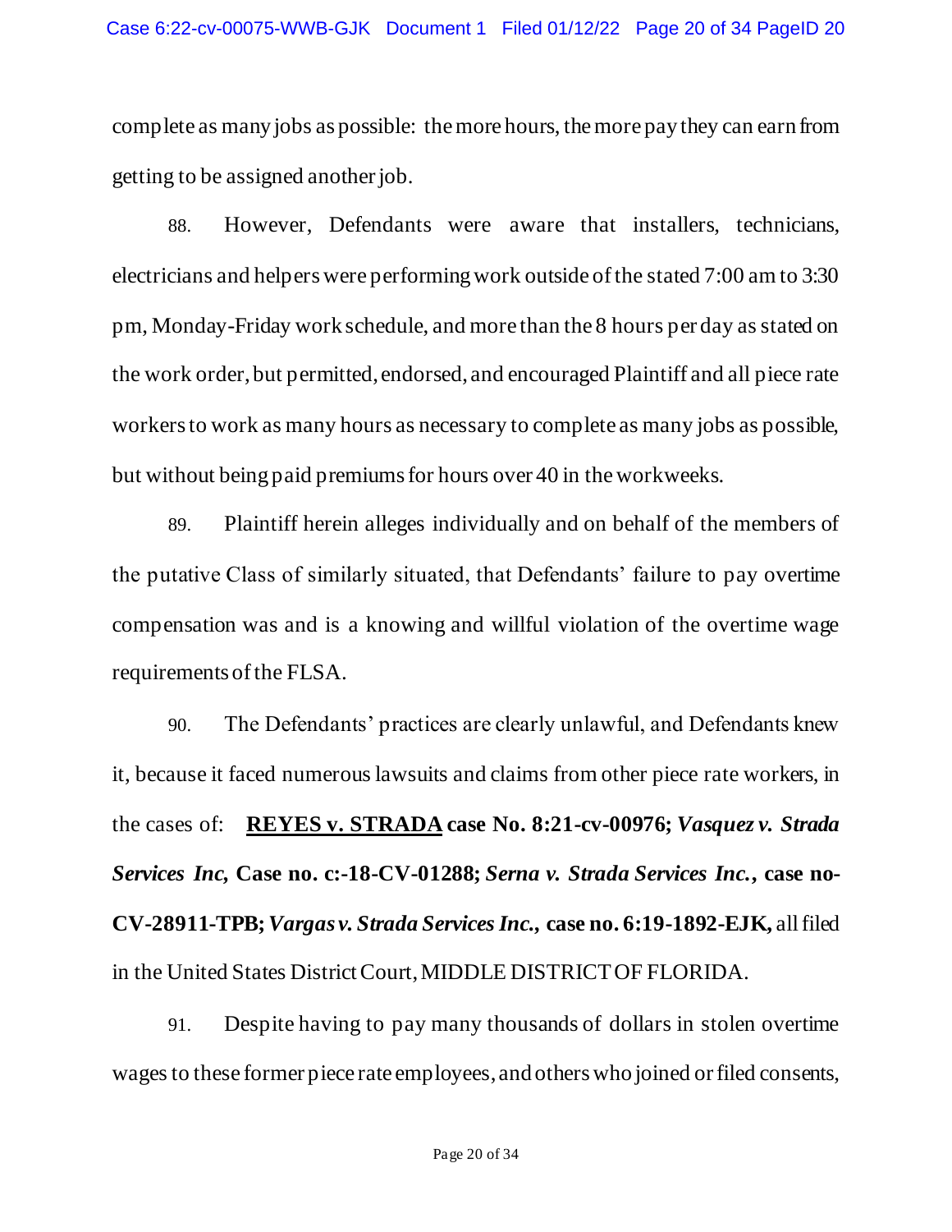complete as many jobs as possible: the more hours, the more pay they can earn from getting to be assigned another job.

88. However, Defendants were aware that installers, technicians, electricians and helpers were performing work outside of the stated 7:00 am to 3:30 pm, Monday-Friday work schedule, and more than the 8 hours per day as stated on the work order, but permitted, endorsed, and encouraged Plaintiff and all piece rate workers to work as many hours as necessary to complete as many jobs as possible, but without being paid premiums for hours over 40 in the workweeks.

89. Plaintiff herein alleges individually and on behalf of the members of the putative Class of similarly situated, that Defendants' failure to pay overtime compensation was and is a knowing and willful violation of the overtime wage requirements of the FLSA.

90. The Defendants' practices are clearly unlawful, and Defendants knew it, because it faced numerous lawsuits and claims from other piece rate workers, in the cases of: **<u>REYES v. STRADA</u> case No. 8:21-cv-00976;** ***Vasquez v. Strada Services Inc,*** **Case no. c:-18-CV-01288;** ***Serna v. Strada Services Inc.,*** **case no-CV-28911-TPB;** ***Vargas v. Strada Services Inc.,*** **case no. 6:19-1892-EJK,** all filed in the United States District Court, MIDDLE DISTRICT OF FLORIDA.

91. Despite having to pay many thousands of dollars in stolen overtime wages to these former piece rate employees, and others who joined or filed consents,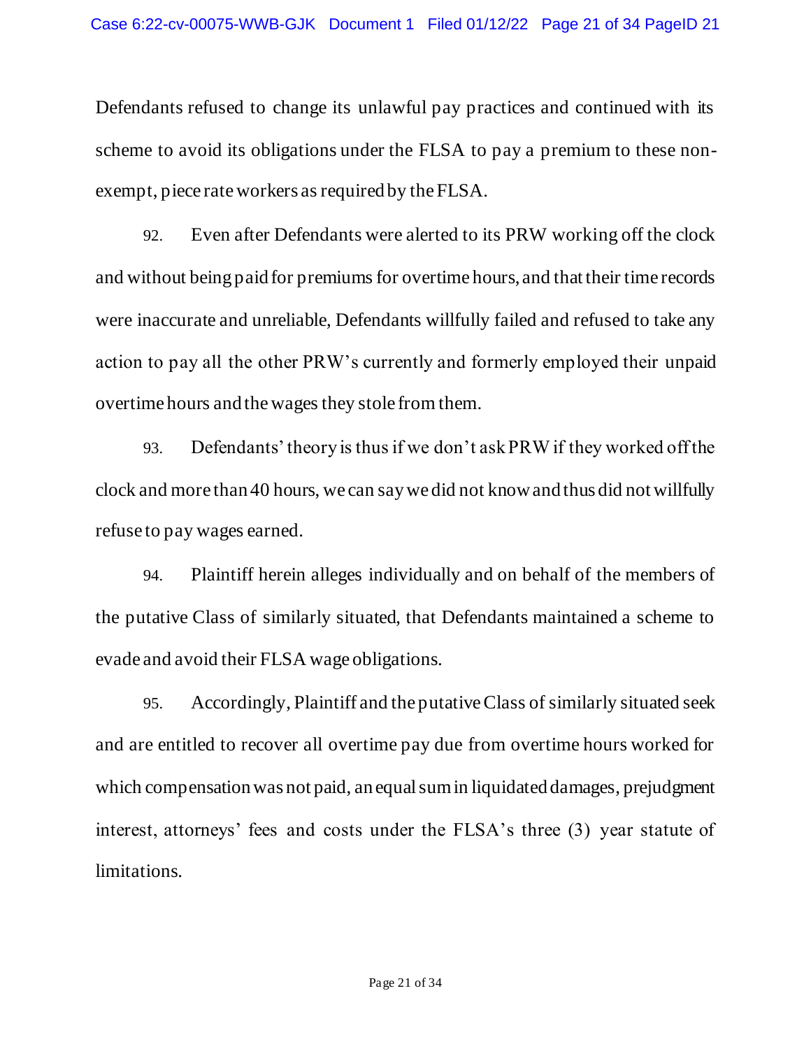Defendants refused to change its unlawful pay practices and continued with its scheme to avoid its obligations under the FLSA to pay a premium to these non-exempt, piece rate workers as required by the FLSA.

92. Even after Defendants were alerted to its PRW working off the clock and without being paid for premiums for overtime hours, and that their time records were inaccurate and unreliable, Defendants willfully failed and refused to take any action to pay all the other PRW's currently and formerly employed their unpaid overtime hours and the wages they stole from them.

93. Defendants' theory is thus if we don't ask PRW if they worked off the clock and more than 40 hours, we can say we did not know and thus did not willfully refuse to pay wages earned.

94. Plaintiff herein alleges individually and on behalf of the members of the putative Class of similarly situated, that Defendants maintained a scheme to evade and avoid their FLSA wage obligations.

95. Accordingly, Plaintiff and the putative Class of similarly situated seek and are entitled to recover all overtime pay due from overtime hours worked for which compensation was not paid, an equal sum in liquidated damages, prejudgment interest, attorneys' fees and costs under the FLSA's three (3) year statute of limitations.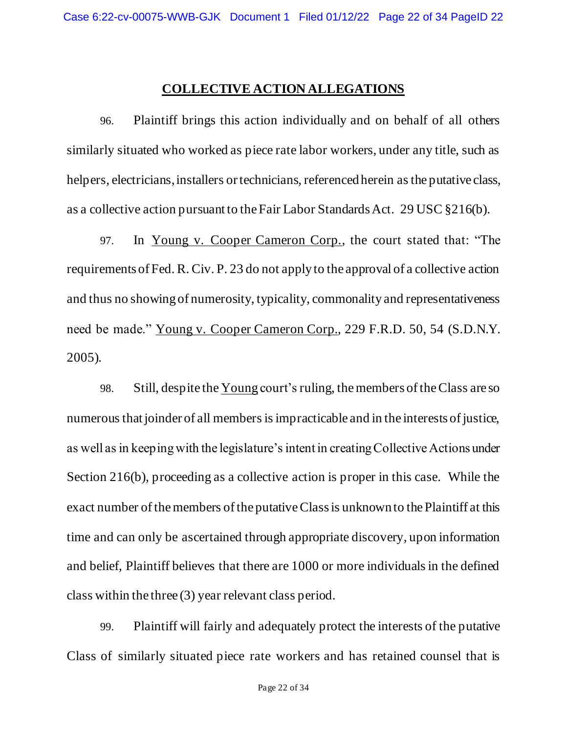## COLLECTIVE ACTION ALLEGATIONS

96. Plaintiff brings this action individually and on behalf of all others similarly situated who worked as piece rate labor workers, under any title, such as helpers, electricians, installers or technicians, referenced herein as the putative class, as a collective action pursuant to the Fair Labor Standards Act. 29 USC §216(b).

97. In Young v. Cooper Cameron Corp., the court stated that: "The requirements of Fed. R. Civ. P. 23 do not apply to the approval of a collective action and thus no showing of numerosity, typicality, commonality and representativeness need be made." Young v. Cooper Cameron Corp., 229 F.R.D. 50, 54 (S.D.N.Y. 2005).

98. Still, despite the Young court's ruling, the members of the Class are so numerous that joinder of all members is impracticable and in the interests of justice, as well as in keeping with the legislature's intent in creating Collective Actions under Section 216(b), proceeding as a collective action is proper in this case. While the exact number of the members of the putative Class is unknown to the Plaintiff at this time and can only be ascertained through appropriate discovery, upon information and belief, Plaintiff believes that there are 1000 or more individuals in the defined class within the three (3) year relevant class period.

99. Plaintiff will fairly and adequately protect the interests of the putative Class of similarly situated piece rate workers and has retained counsel that is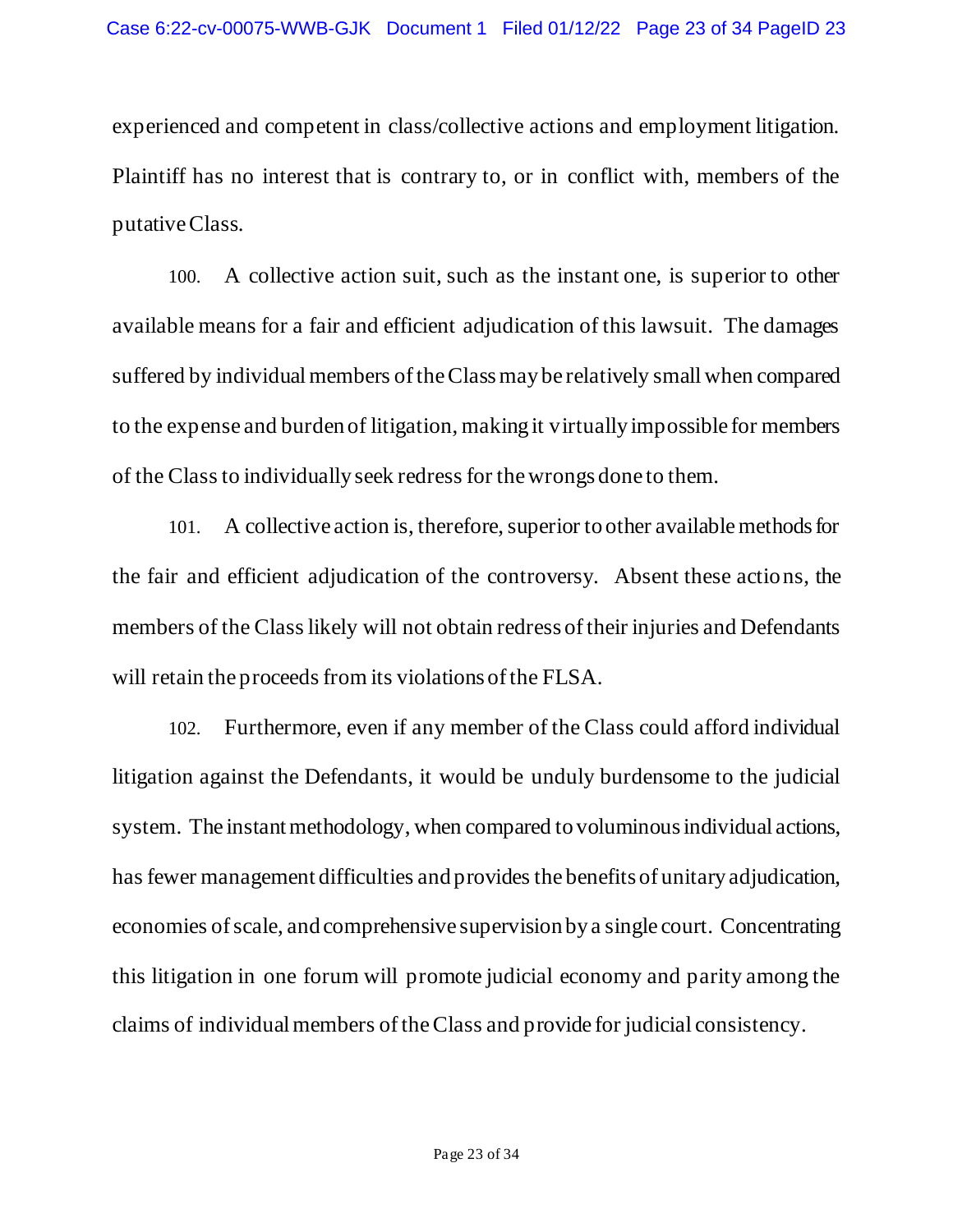experienced and competent in class/collective actions and employment litigation. Plaintiff has no interest that is contrary to, or in conflict with, members of the putative Class.

100. A collective action suit, such as the instant one, is superior to other available means for a fair and efficient adjudication of this lawsuit. The damages suffered by individual members of the Class may be relatively small when compared to the expense and burden of litigation, making it virtually impossible for members of the Class to individually seek redress for the wrongs done to them.

101. A collective action is, therefore, superior to other available methods for the fair and efficient adjudication of the controversy. Absent these actions, the members of the Class likely will not obtain redress of their injuries and Defendants will retain the proceeds from its violations of the FLSA.

102. Furthermore, even if any member of the Class could afford individual litigation against the Defendants, it would be unduly burdensome to the judicial system. The instant methodology, when compared to voluminous individual actions, has fewer management difficulties and provides the benefits of unitary adjudication, economies of scale, and comprehensive supervision by a single court. Concentrating this litigation in one forum will promote judicial economy and parity among the claims of individual members of the Class and provide for judicial consistency.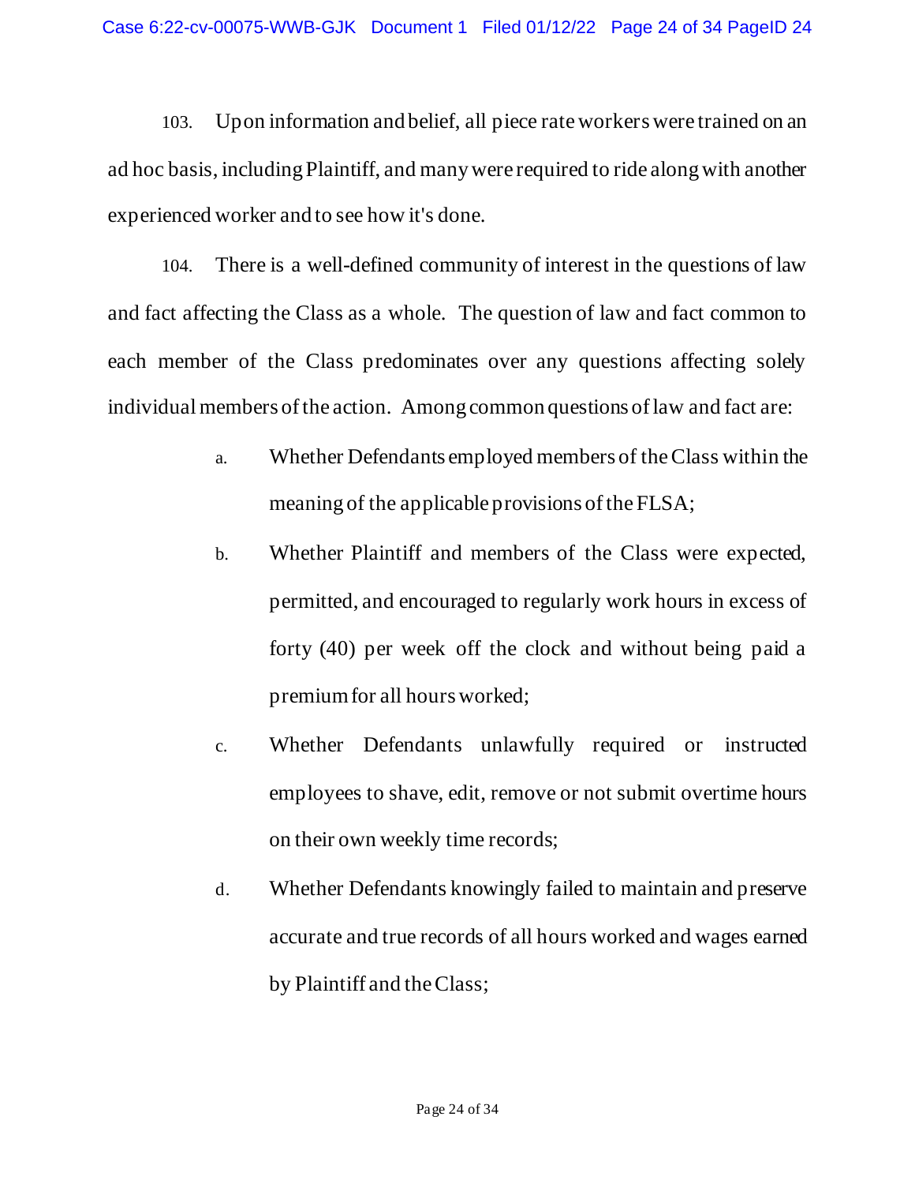103. Upon information and belief, all piece rate workers were trained on an ad hoc basis, including Plaintiff, and many were required to ride along with another experienced worker and to see how it's done.

104. There is a well-defined community of interest in the questions of law and fact affecting the Class as a whole. The question of law and fact common to each member of the Class predominates over any questions affecting solely individual members of the action. Among common questions of law and fact are:

a. Whether Defendants employed members of the Class within the meaning of the applicable provisions of the FLSA;

b. Whether Plaintiff and members of the Class were expected, permitted, and encouraged to regularly work hours in excess of forty (40) per week off the clock and without being paid a premium for all hours worked;

c. Whether Defendants unlawfully required or instructed employees to shave, edit, remove or not submit overtime hours on their own weekly time records;

d. Whether Defendants knowingly failed to maintain and preserve accurate and true records of all hours worked and wages earned by Plaintiff and the Class;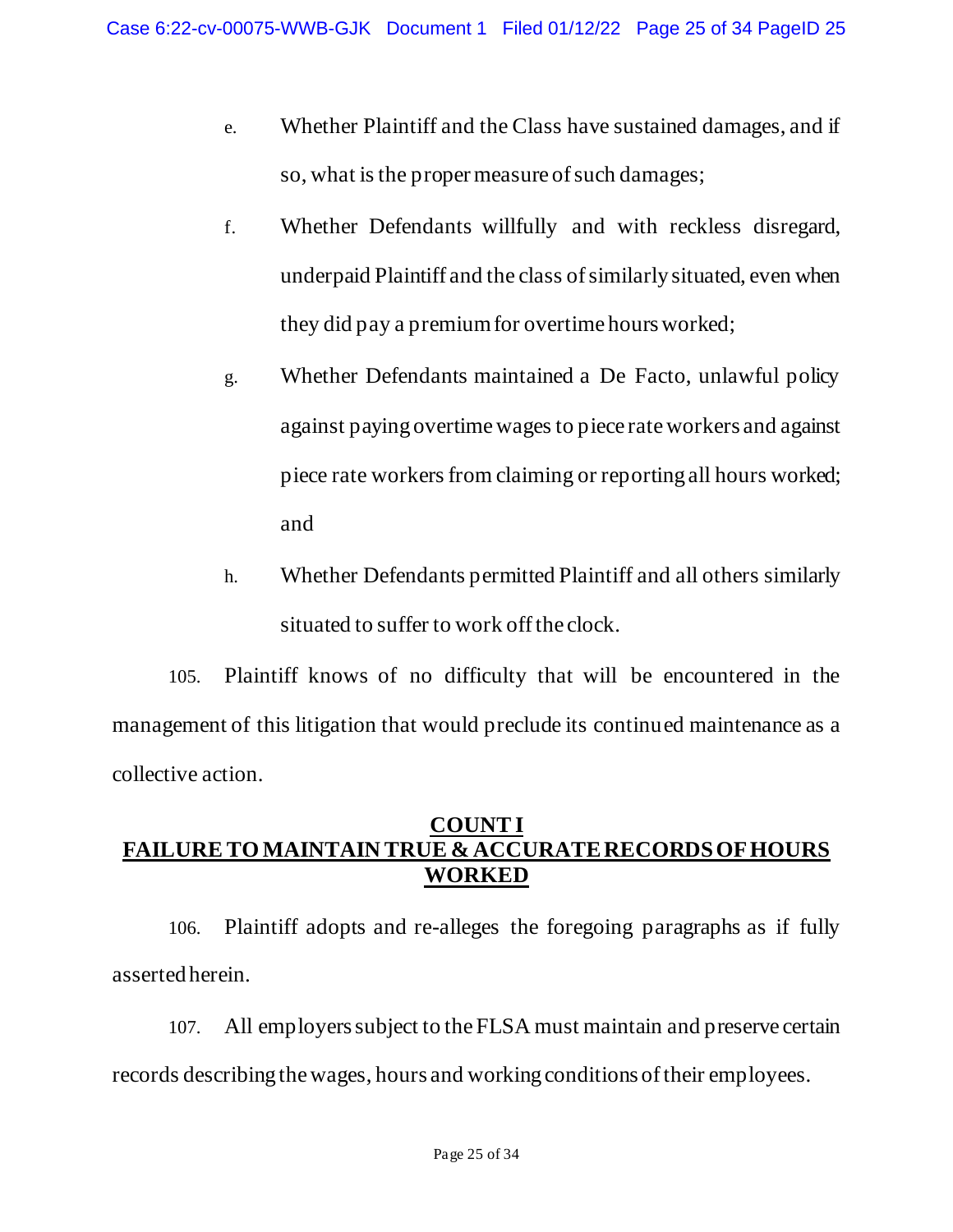e. Whether Plaintiff and the Class have sustained damages, and if so, what is the proper measure of such damages;

f. Whether Defendants willfully and with reckless disregard, underpaid Plaintiff and the class of similarly situated, even when they did pay a premium for overtime hours worked;

g. Whether Defendants maintained a De Facto, unlawful policy against paying overtime wages to piece rate workers and against piece rate workers from claiming or reporting all hours worked; and

h. Whether Defendants permitted Plaintiff and all others similarly situated to suffer to work off the clock.

105. Plaintiff knows of no difficulty that will be encountered in the management of this litigation that would preclude its continued maintenance as a collective action.

## COUNT I
## FAILURE TO MAINTAIN TRUE & ACCURATE RECORDS OF HOURS WORKED

106. Plaintiff adopts and re-alleges the foregoing paragraphs as if fully asserted herein.

107. All employers subject to the FLSA must maintain and preserve certain records describing the wages, hours and working conditions of their employees.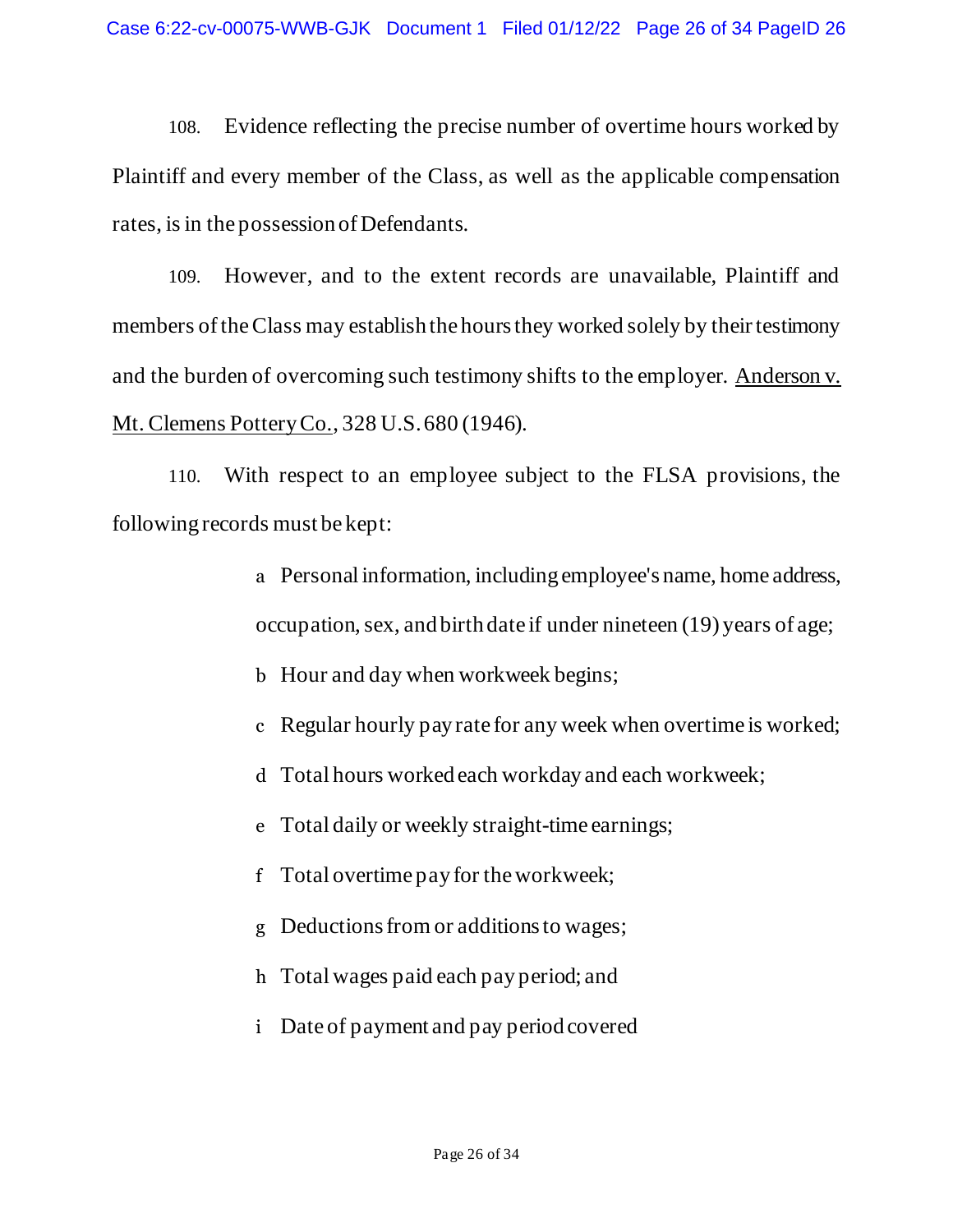108. Evidence reflecting the precise number of overtime hours worked by Plaintiff and every member of the Class, as well as the applicable compensation rates, is in the possession of Defendants.

109. However, and to the extent records are unavailable, Plaintiff and members of the Class may establish the hours they worked solely by their testimony and the burden of overcoming such testimony shifts to the employer. Anderson v. Mt. Clemens Pottery Co., 328 U.S. 680 (1946).

110. With respect to an employee subject to the FLSA provisions, the following records must be kept:

a Personal information, including employee's name, home address, occupation, sex, and birth date if under nineteen (19) years of age;

b Hour and day when workweek begins;

c Regular hourly pay rate for any week when overtime is worked;

d Total hours worked each workday and each workweek;

e Total daily or weekly straight-time earnings;

f Total overtime pay for the workweek;

g Deductions from or additions to wages;

h Total wages paid each pay period; and

i Date of payment and pay period covered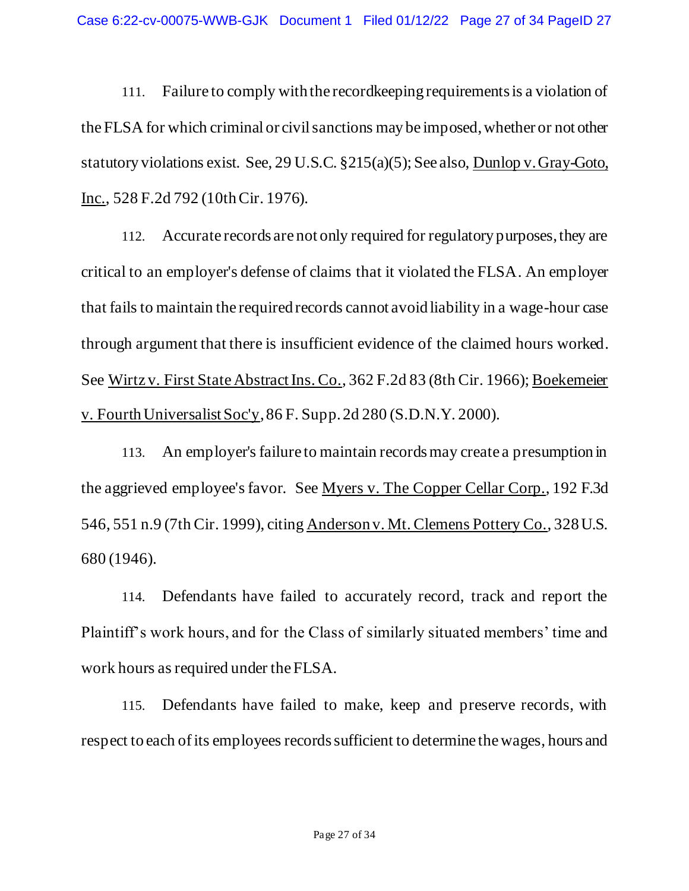111. Failure to comply with the recordkeeping requirements is a violation of the FLSA for which criminal or civil sanctions may be imposed, whether or not other statutory violations exist. See, 29 U.S.C. §215(a)(5); See also, Dunlop v. Gray-Goto, Inc., 528 F.2d 792 (10th Cir. 1976).

112. Accurate records are not only required for regulatory purposes, they are critical to an employer's defense of claims that it violated the FLSA. An employer that fails to maintain the required records cannot avoid liability in a wage-hour case through argument that there is insufficient evidence of the claimed hours worked. See Wirtz v. First State Abstract Ins. Co., 362 F.2d 83 (8th Cir. 1966); Boekemeier v. Fourth Universalist Soc'y, 86 F. Supp. 2d 280 (S.D.N.Y. 2000).

113. An employer's failure to maintain records may create a presumption in the aggrieved employee's favor. See Myers v. The Copper Cellar Corp., 192 F.3d 546, 551 n.9 (7th Cir. 1999), citing Anderson v. Mt. Clemens Pottery Co., 328 U.S. 680 (1946).

114. Defendants have failed to accurately record, track and report the Plaintiff's work hours, and for the Class of similarly situated members' time and work hours as required under the FLSA.

115. Defendants have failed to make, keep and preserve records, with respect to each of its employees records sufficient to determine the wages, hours and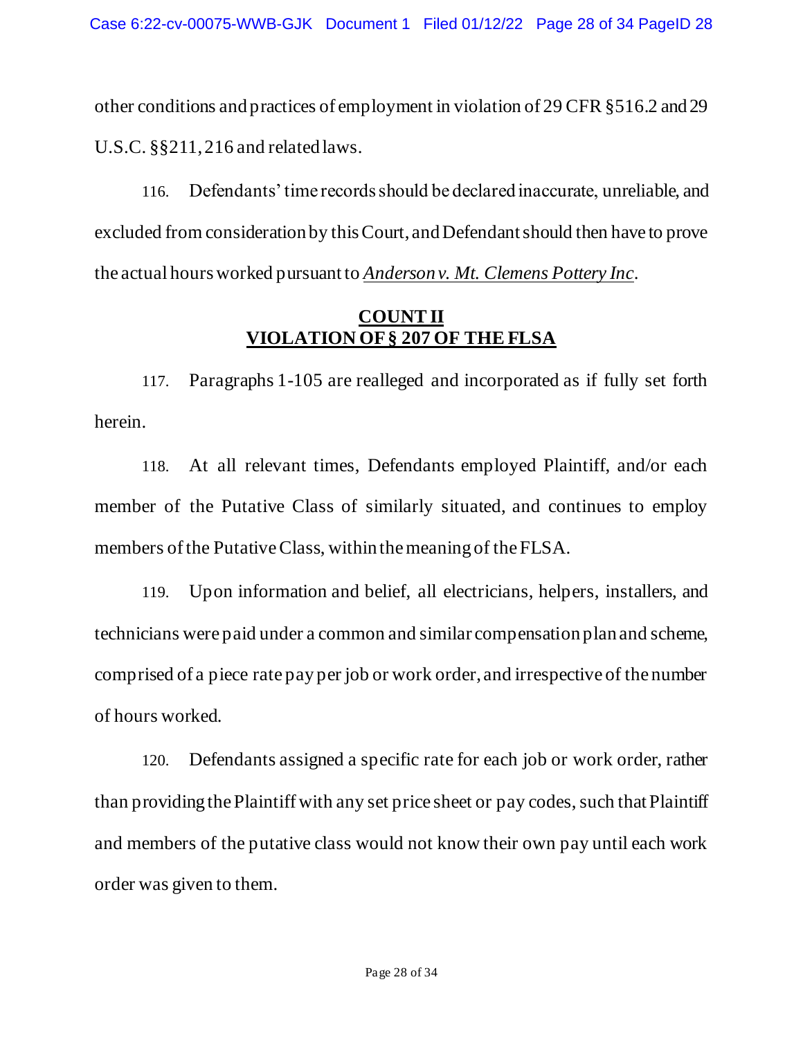other conditions and practices of employment in violation of 29 CFR §516.2 and 29 U.S.C. §§211, 216 and related laws.

116. Defendants' time records should be declared inaccurate, unreliable, and excluded from consideration by this Court, and Defendant should then have to prove the actual hours worked pursuant to *Anderson v. Mt. Clemens Pottery Inc*.

**COUNT II**
**VIOLATION OF § 207 OF THE FLSA**

117. Paragraphs 1-105 are realleged and incorporated as if fully set forth herein.

118. At all relevant times, Defendants employed Plaintiff, and/or each member of the Putative Class of similarly situated, and continues to employ members of the Putative Class, within the meaning of the FLSA.

119. Upon information and belief, all electricians, helpers, installers, and technicians were paid under a common and similar compensation plan and scheme, comprised of a piece rate pay per job or work order, and irrespective of the number of hours worked.

120. Defendants assigned a specific rate for each job or work order, rather than providing the Plaintiff with any set price sheet or pay codes, such that Plaintiff and members of the putative class would not know their own pay until each work order was given to them.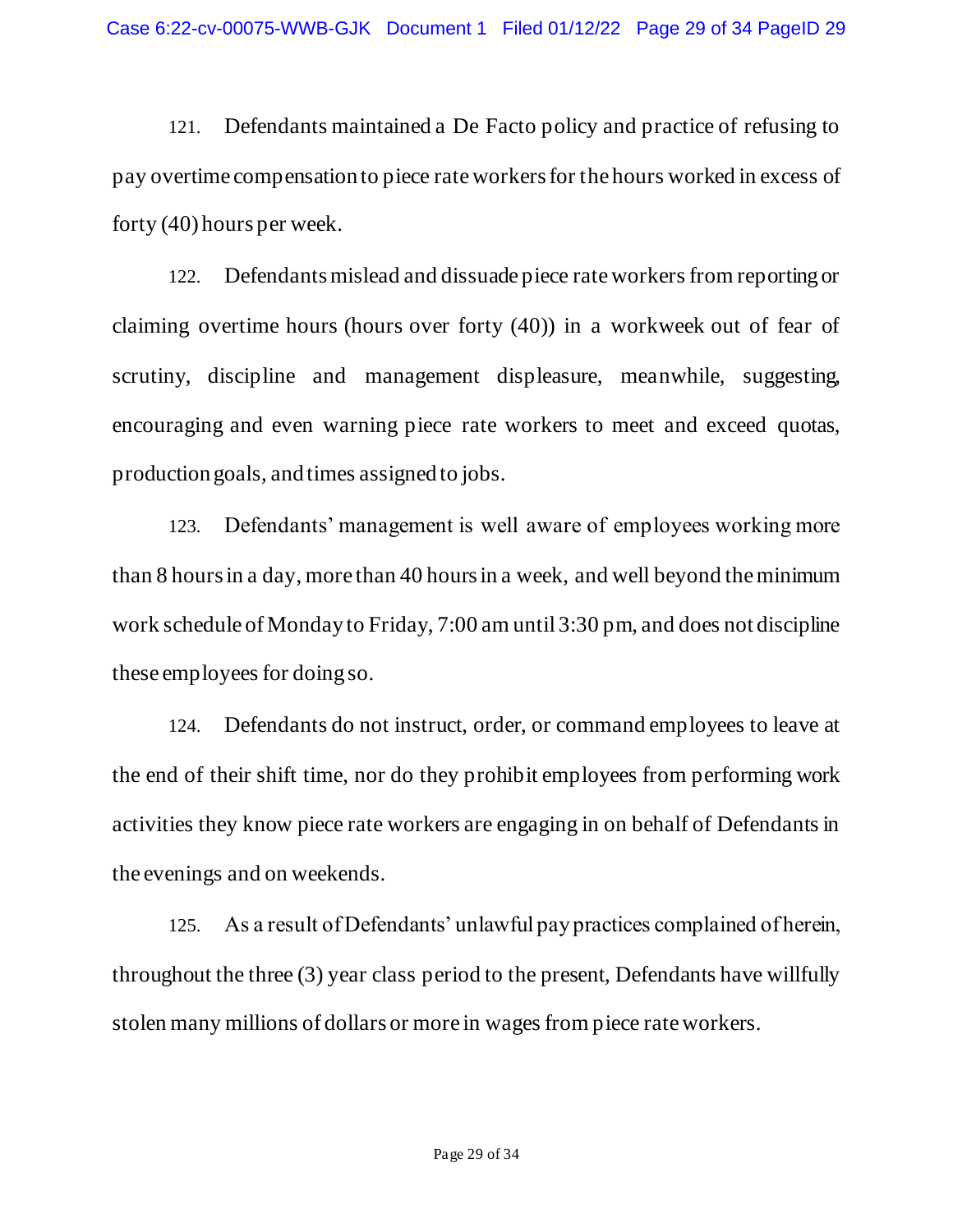121. Defendants maintained a De Facto policy and practice of refusing to pay overtime compensation to piece rate workers for the hours worked in excess of forty (40) hours per week.

122. Defendants mislead and dissuade piece rate workers from reporting or claiming overtime hours (hours over forty (40)) in a workweek out of fear of scrutiny, discipline and management displeasure, meanwhile, suggesting, encouraging and even warning piece rate workers to meet and exceed quotas, production goals, and times assigned to jobs.

123. Defendants' management is well aware of employees working more than 8 hours in a day, more than 40 hours in a week, and well beyond the minimum work schedule of Monday to Friday, 7:00 am until 3:30 pm, and does not discipline these employees for doing so.

124. Defendants do not instruct, order, or command employees to leave at the end of their shift time, nor do they prohibit employees from performing work activities they know piece rate workers are engaging in on behalf of Defendants in the evenings and on weekends.

125. As a result of Defendants' unlawful pay practices complained of herein, throughout the three (3) year class period to the present, Defendants have willfully stolen many millions of dollars or more in wages from piece rate workers.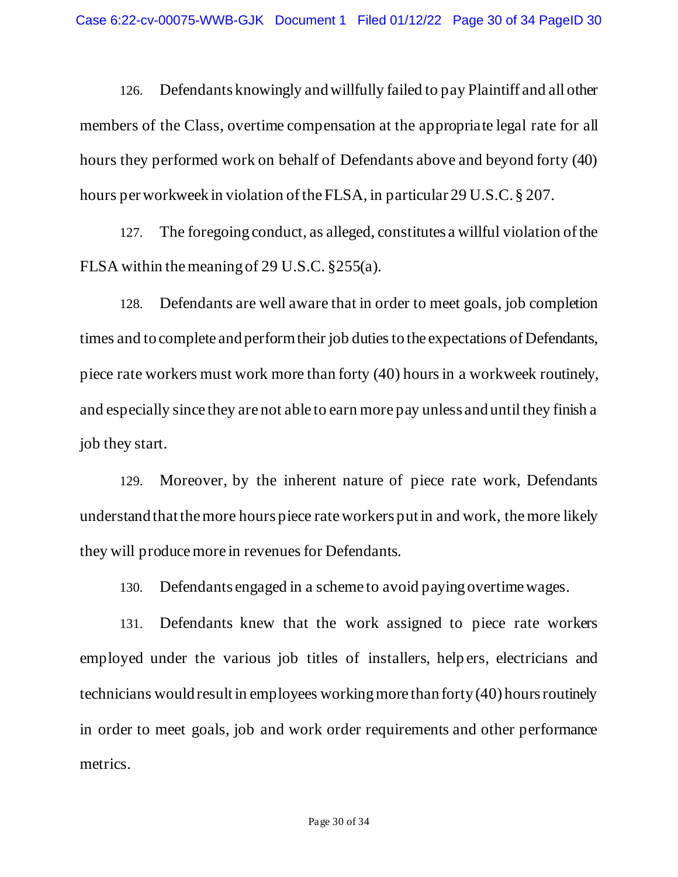126. Defendants knowingly and willfully failed to pay Plaintiff and all other members of the Class, overtime compensation at the appropriate legal rate for all hours they performed work on behalf of Defendants above and beyond forty (40) hours per workweek in violation of the FLSA, in particular 29 U.S.C. § 207.

127. The foregoing conduct, as alleged, constitutes a willful violation of the FLSA within the meaning of 29 U.S.C. §255(a).

128. Defendants are well aware that in order to meet goals, job completion times and to complete and perform their job duties to the expectations of Defendants, piece rate workers must work more than forty (40) hours in a workweek routinely, and especially since they are not able to earn more pay unless and until they finish a job they start.

129. Moreover, by the inherent nature of piece rate work, Defendants understand that the more hours piece rate workers put in and work, the more likely they will produce more in revenues for Defendants.

130. Defendants engaged in a scheme to avoid paying overtime wages.

131. Defendants knew that the work assigned to piece rate workers employed under the various job titles of installers, helpers, electricians and technicians would result in employees working more than forty (40) hours routinely in order to meet goals, job and work order requirements and other performance metrics.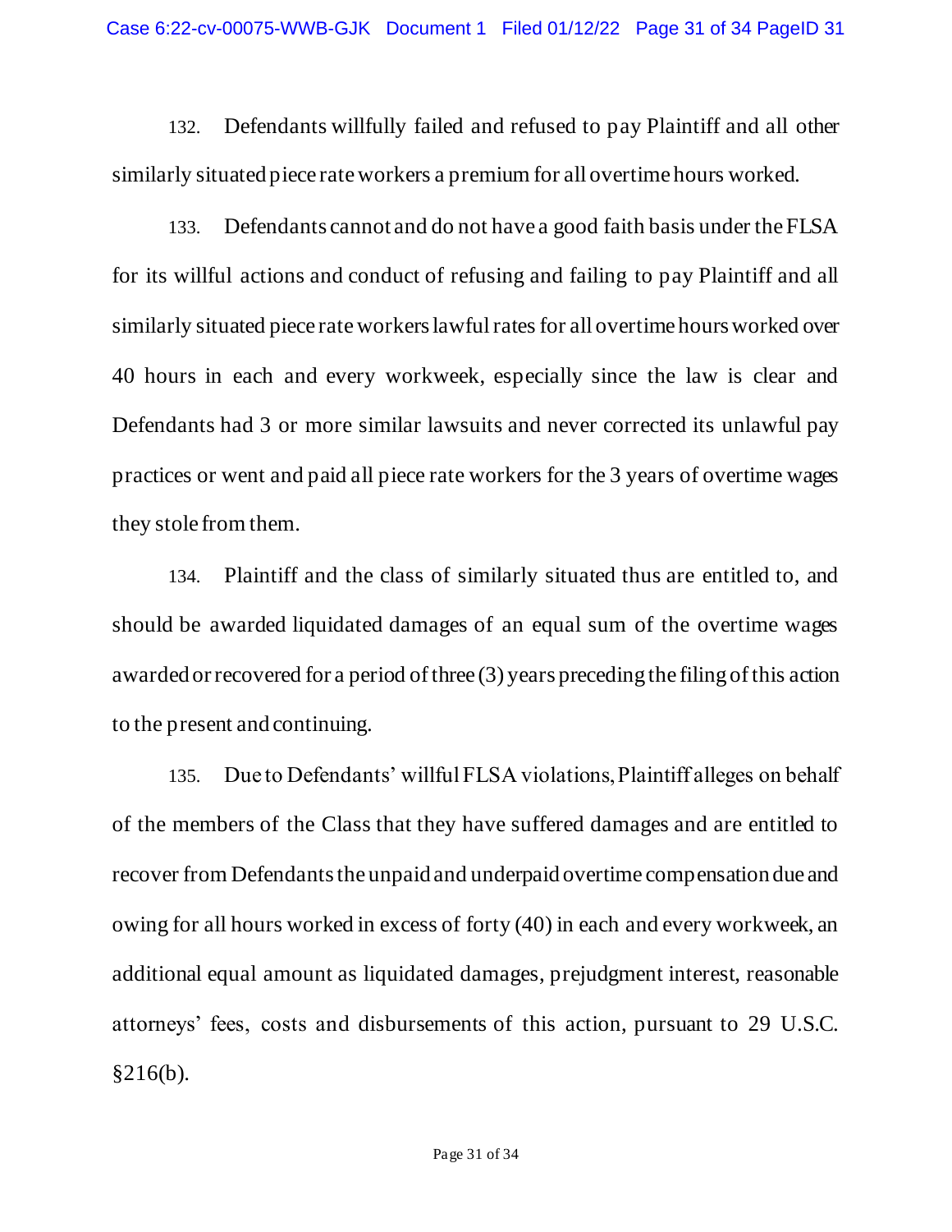132. Defendants willfully failed and refused to pay Plaintiff and all other similarly situated piece rate workers a premium for all overtime hours worked.

133. Defendants cannot and do not have a good faith basis under the FLSA for its willful actions and conduct of refusing and failing to pay Plaintiff and all similarly situated piece rate workers lawful rates for all overtime hours worked over 40 hours in each and every workweek, especially since the law is clear and Defendants had 3 or more similar lawsuits and never corrected its unlawful pay practices or went and paid all piece rate workers for the 3 years of overtime wages they stole from them.

134. Plaintiff and the class of similarly situated thus are entitled to, and should be awarded liquidated damages of an equal sum of the overtime wages awarded or recovered for a period of three (3) years preceding the filing of this action to the present and continuing.

135. Due to Defendants' willful FLSA violations, Plaintiff alleges on behalf of the members of the Class that they have suffered damages and are entitled to recover from Defendants the unpaid and underpaid overtime compensation due and owing for all hours worked in excess of forty (40) in each and every workweek, an additional equal amount as liquidated damages, prejudgment interest, reasonable attorneys' fees, costs and disbursements of this action, pursuant to 29 U.S.C. §216(b).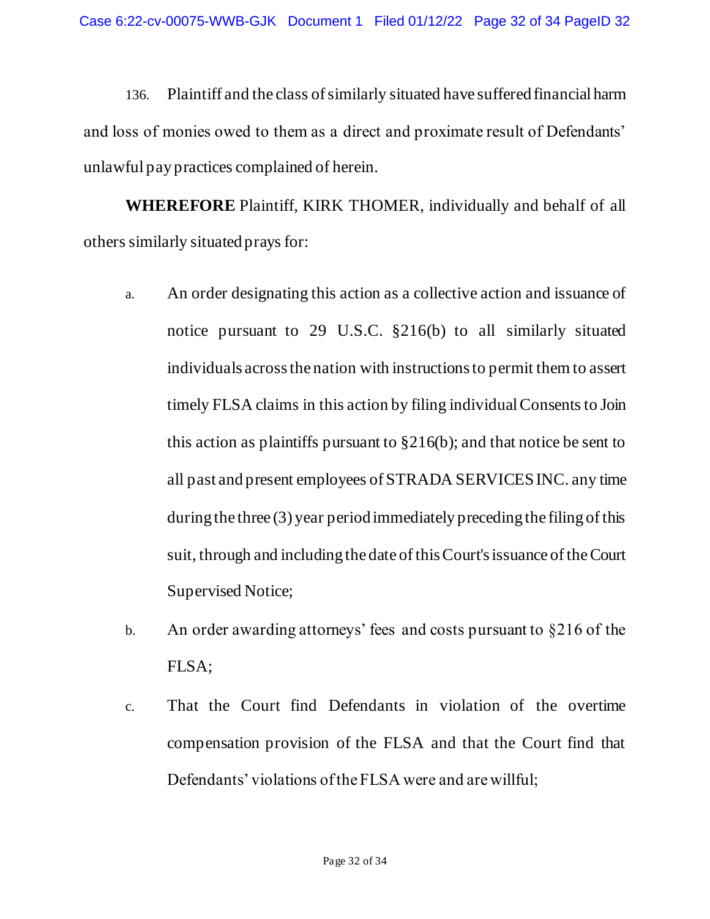136. Plaintiff and the class of similarly situated have suffered financial harm and loss of monies owed to them as a direct and proximate result of Defendants' unlawful pay practices complained of herein.

**WHEREFORE** Plaintiff, KIRK THOMER, individually and behalf of all others similarly situated prays for:

a. An order designating this action as a collective action and issuance of notice pursuant to 29 U.S.C. §216(b) to all similarly situated individuals across the nation with instructions to permit them to assert timely FLSA claims in this action by filing individual Consents to Join this action as plaintiffs pursuant to §216(b); and that notice be sent to all past and present employees of STRADA SERVICES INC. any time during the three (3) year period immediately preceding the filing of this suit, through and including the date of this Court's issuance of the Court Supervised Notice;

b. An order awarding attorneys' fees and costs pursuant to §216 of the FLSA;

c. That the Court find Defendants in violation of the overtime compensation provision of the FLSA and that the Court find that Defendants' violations of the FLSA were and are willful;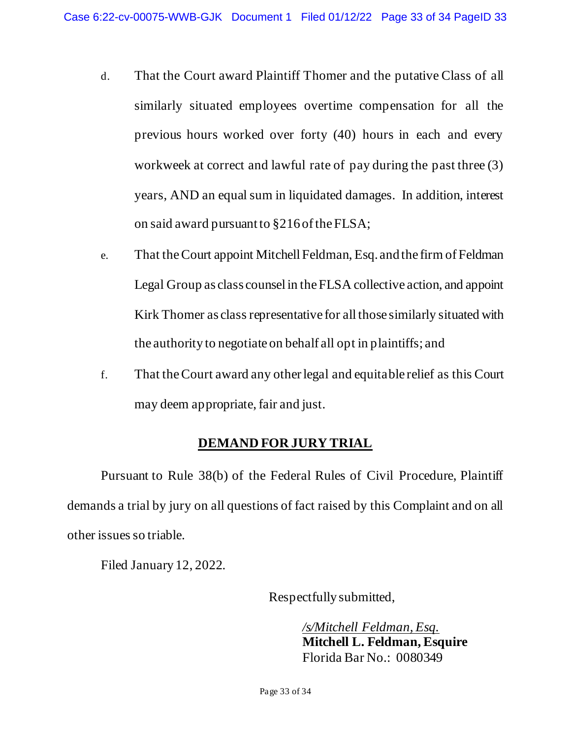d. That the Court award Plaintiff Thomer and the putative Class of all similarly situated employees overtime compensation for all the previous hours worked over forty (40) hours in each and every workweek at correct and lawful rate of pay during the past three (3) years, AND an equal sum in liquidated damages. In addition, interest on said award pursuant to §216 of the FLSA;

e. That the Court appoint Mitchell Feldman, Esq. and the firm of Feldman Legal Group as class counsel in the FLSA collective action, and appoint Kirk Thomer as class representative for all those similarly situated with the authority to negotiate on behalf all opt in plaintiffs; and

f. That the Court award any other legal and equitable relief as this Court may deem appropriate, fair and just.

## DEMAND FOR JURY TRIAL

Pursuant to Rule 38(b) of the Federal Rules of Civil Procedure, Plaintiff demands a trial by jury on all questions of fact raised by this Complaint and on all other issues so triable.

Filed January 12, 2022.

Respectfully submitted,

*/s/Mitchell Feldman, Esq.*
**Mitchell L. Feldman, Esquire**
Florida Bar No.: 0080349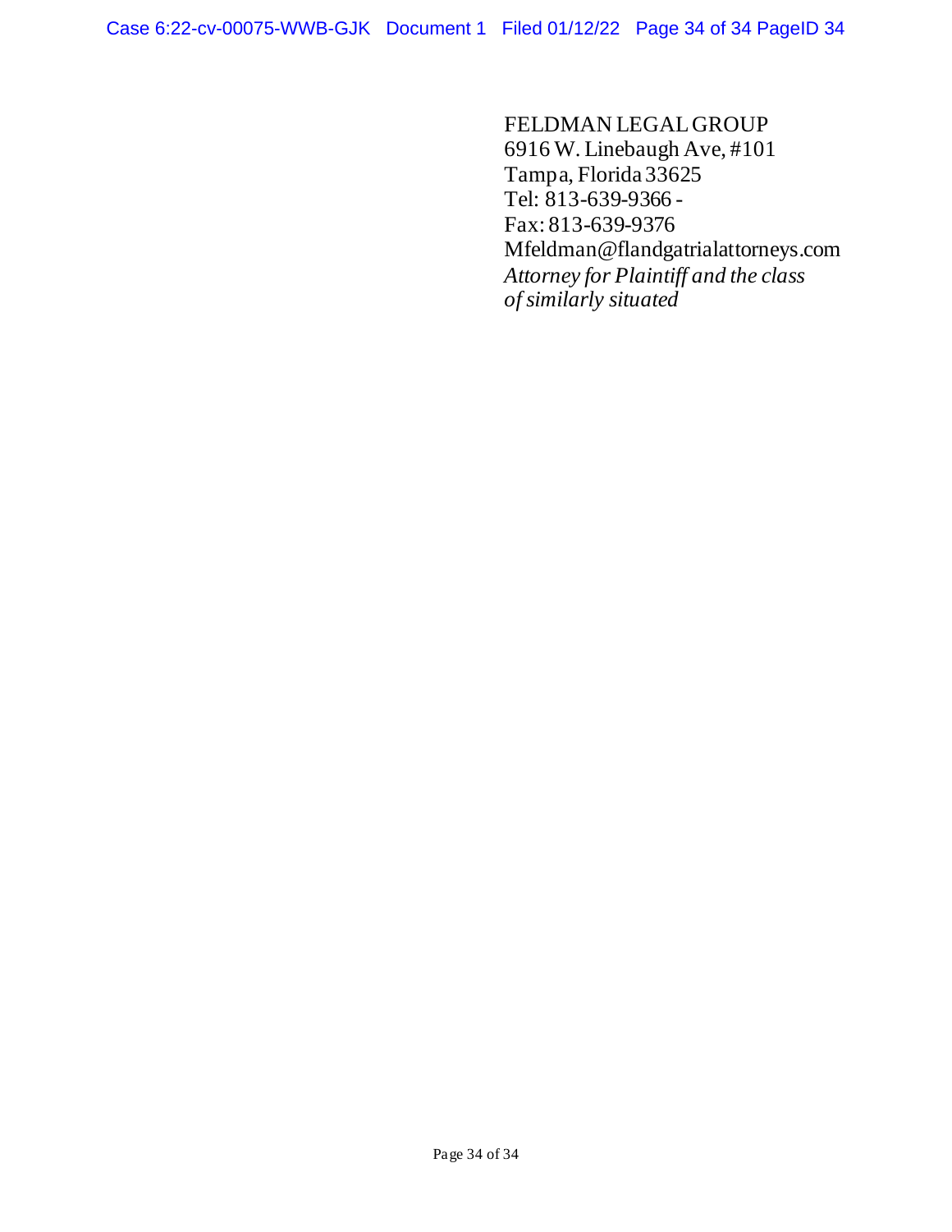FELDMAN LEGAL GROUP
6916 W. Linebaugh Ave, #101
Tampa, Florida 33625
Tel: 813-639-9366 -
Fax: 813-639-9376
Mfeldman@flandgatrialattorneys.com
*Attorney for Plaintiff and the class of similarly situated*